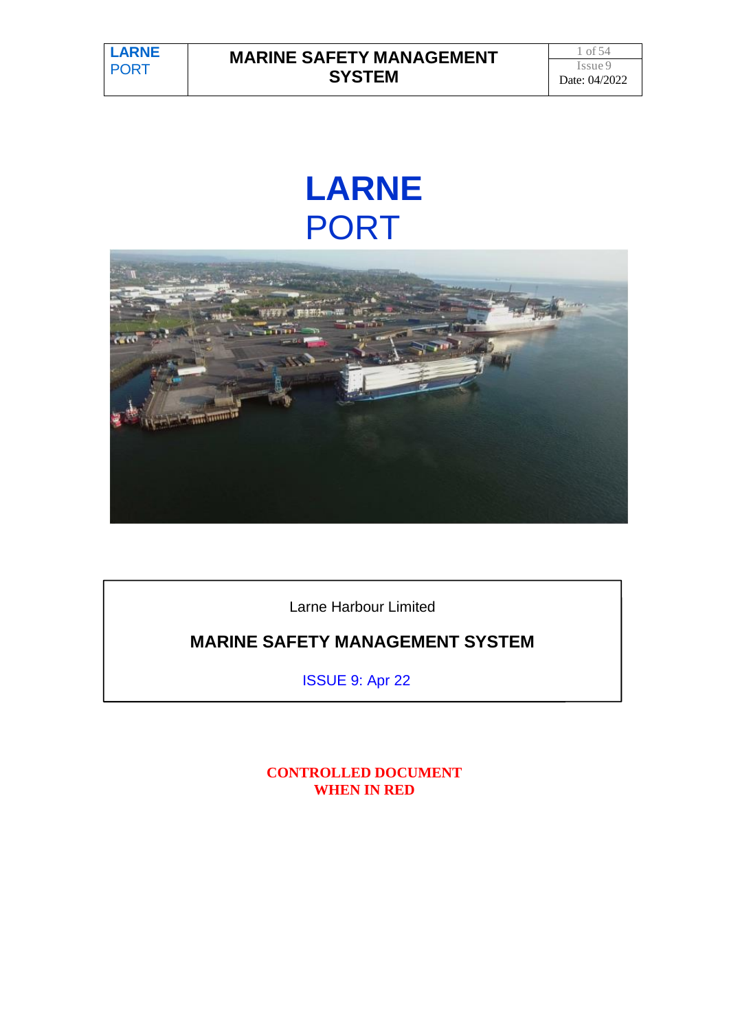# LARNE
# PORT

Larne Harbour Limited

## MARINE SAFETY MANAGEMENT SYSTEM

ISSUE 9: Apr 22

**CONTROLLED DOCUMENT WHEN IN RED**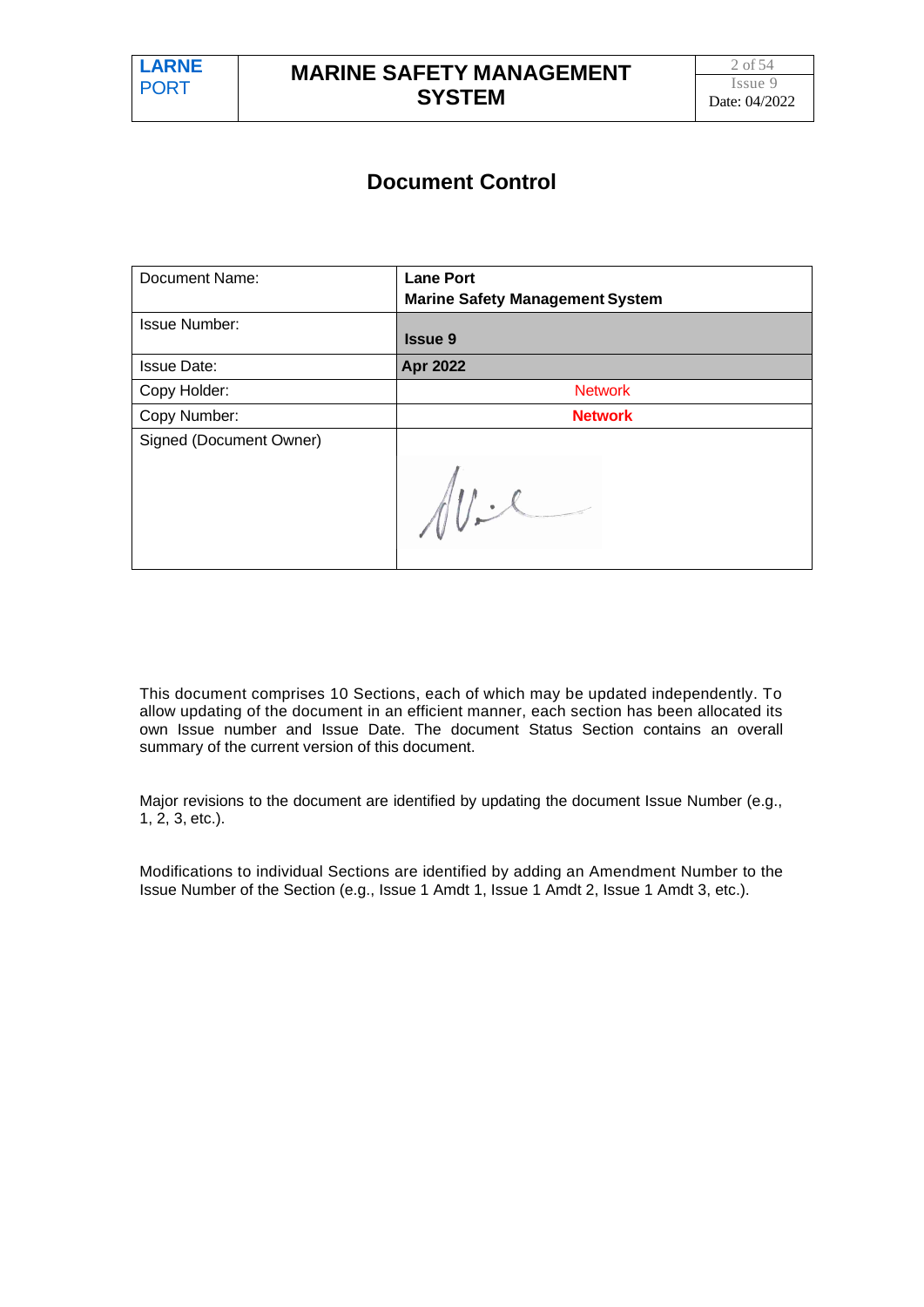# Document Control

| Document Name: | **Lane Port** **Marine Safety Management System** |
|---|---|
| Issue Number: | **Issue 9** |
| Issue Date: | **Apr 2022** |
| Copy Holder: | Network |
| Copy Number: | **Network** |
| Signed (Document Owner) | |

This document comprises 10 Sections, each of which may be updated independently. To allow updating of the document in an efficient manner, each section has been allocated its own Issue number and Issue Date. The document Status Section contains an overall summary of the current version of this document.

Major revisions to the document are identified by updating the document Issue Number (e.g., 1, 2, 3, etc.).

Modifications to individual Sections are identified by adding an Amendment Number to the Issue Number of the Section (e.g., Issue 1 Amdt 1, Issue 1 Amdt 2, Issue 1 Amdt 3, etc.).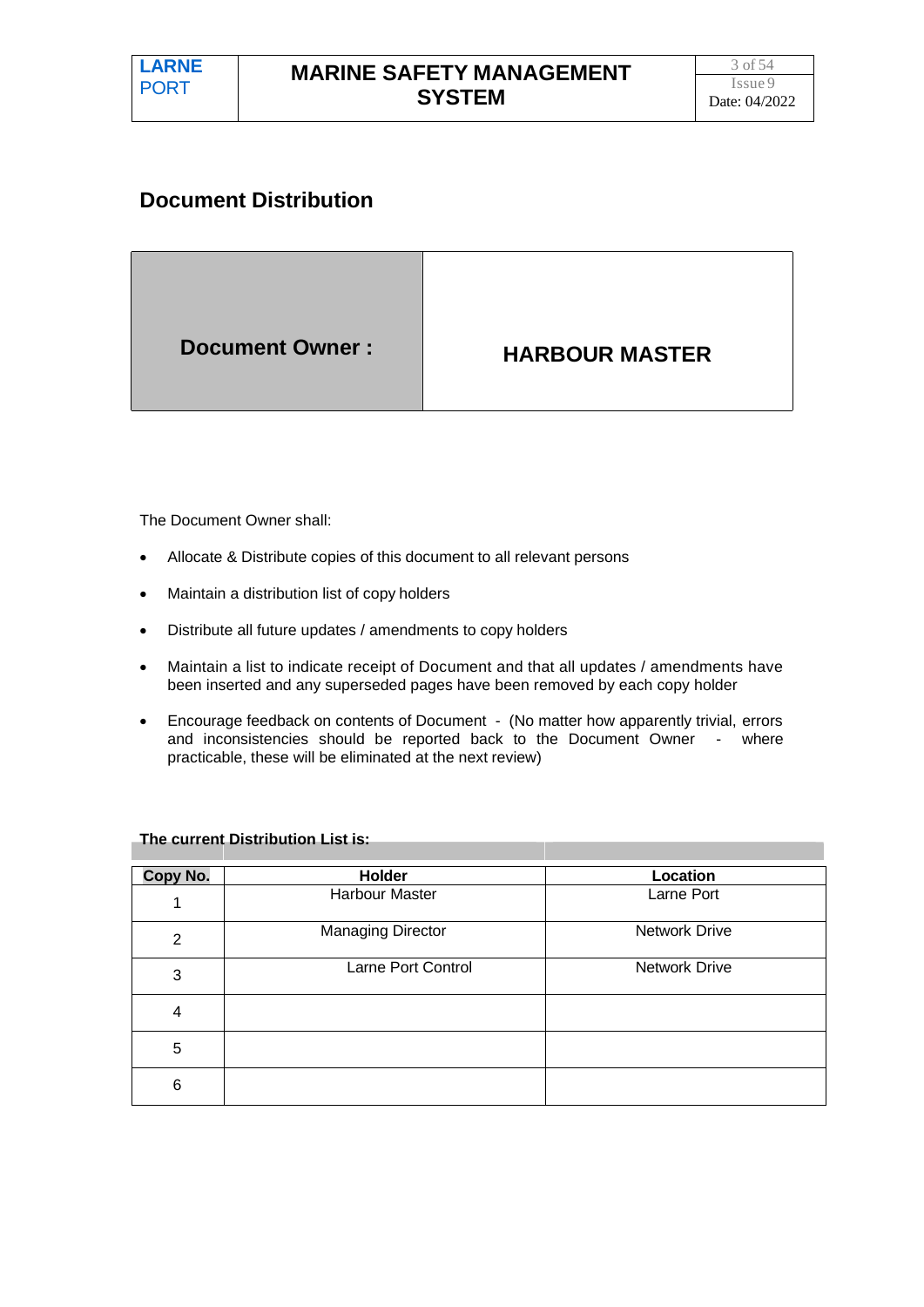## Document Distribution

| Document Owner : | HARBOUR MASTER |
|---|---|

The Document Owner shall:

- Allocate & Distribute copies of this document to all relevant persons
- Maintain a distribution list of copy holders
- Distribute all future updates / amendments to copy holders
- Maintain a list to indicate receipt of Document and that all updates / amendments have been inserted and any superseded pages have been removed by each copy holder
- Encourage feedback on contents of Document - (No matter how apparently trivial, errors and inconsistencies should be reported back to the Document Owner - where practicable, these will be eliminated at the next review)

**The current Distribution List is:**

| Copy No. | Holder | Location |
|---|---|---|
| 1 | Harbour Master | Larne Port |
| 2 | Managing Director | Network Drive |
| 3 | Larne Port Control | Network Drive |
| 4 | | |
| 5 | | |
| 6 | | |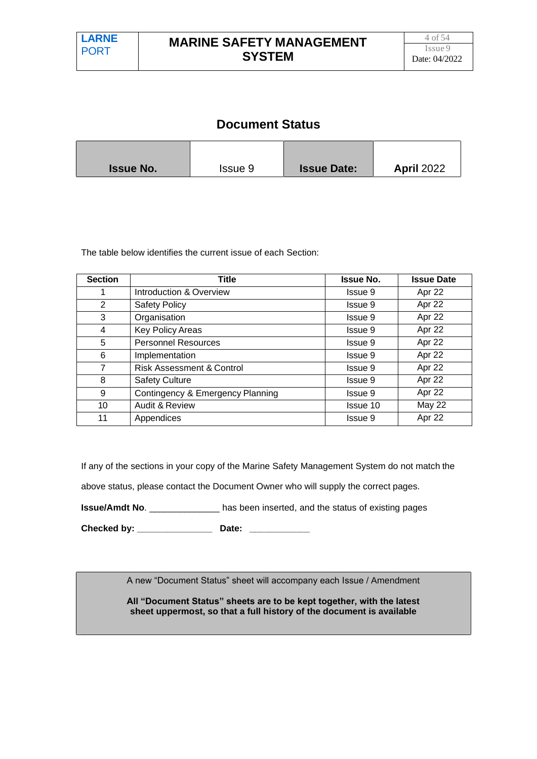# Document Status

| **Issue No.** | Issue 9 | **Issue Date:** | **April** 2022 |
|---|---|---|---|

The table below identifies the current issue of each Section:

| Section | Title | Issue No. | Issue Date |
|---|---|---|---|
| 1 | Introduction & Overview | Issue 9 | Apr 22 |
| 2 | Safety Policy | Issue 9 | Apr 22 |
| 3 | Organisation | Issue 9 | Apr 22 |
| 4 | Key Policy Areas | Issue 9 | Apr 22 |
| 5 | Personnel Resources | Issue 9 | Apr 22 |
| 6 | Implementation | Issue 9 | Apr 22 |
| 7 | Risk Assessment & Control | Issue 9 | Apr 22 |
| 8 | Safety Culture | Issue 9 | Apr 22 |
| 9 | Contingency & Emergency Planning | Issue 9 | Apr 22 |
| 10 | Audit & Review | Issue 10 | May 22 |
| 11 | Appendices | Issue 9 | Apr 22 |

If any of the sections in your copy of the Marine Safety Management System do not match the above status, please contact the Document Owner who will supply the correct pages.

**Issue/Amdt No**. ______________ has been inserted, and the status of existing pages

**Checked by:** _______________ **Date:** ____________

A new "Document Status" sheet will accompany each Issue / Amendment

**All "Document Status" sheets are to be kept together, with the latest sheet uppermost, so that a full history of the document is available**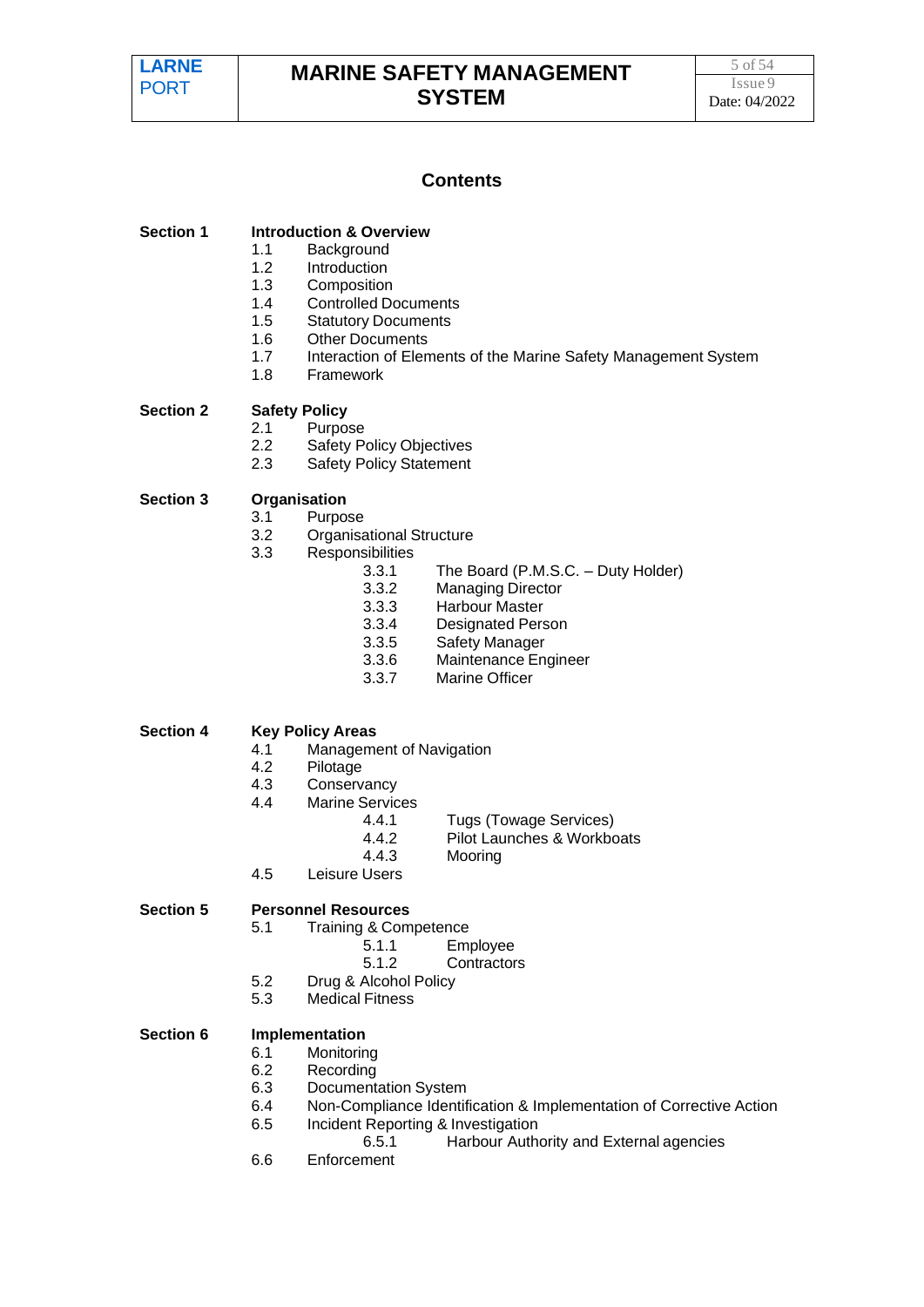# Contents

**Section 1** **Introduction & Overview**

- 1.1 Background
- 1.2 Introduction
- 1.3 Composition
- 1.4 Controlled Documents
- 1.5 Statutory Documents
- 1.6 Other Documents
- 1.7 Interaction of Elements of the Marine Safety Management System
- 1.8 Framework

**Section 2** **Safety Policy**

- 2.1 Purpose
- 2.2 Safety Policy Objectives
- 2.3 Safety Policy Statement

**Section 3** **Organisation**

- 3.1 Purpose
- 3.2 Organisational Structure
- 3.3 Responsibilities
  - 3.3.1 The Board (P.M.S.C. – Duty Holder)
  - 3.3.2 Managing Director
  - 3.3.3 Harbour Master
  - 3.3.4 Designated Person
  - 3.3.5 Safety Manager
  - 3.3.6 Maintenance Engineer
  - 3.3.7 Marine Officer

**Section 4** **Key Policy Areas**

- 4.1 Management of Navigation
- 4.2 Pilotage
- 4.3 Conservancy
- 4.4 Marine Services
  - 4.4.1 Tugs (Towage Services)
  - 4.4.2 Pilot Launches & Workboats
  - 4.4.3 Mooring
- 4.5 Leisure Users

**Section 5** **Personnel Resources**

- 5.1 Training & Competence
  - 5.1.1 Employee
  - 5.1.2 Contractors
- 5.2 Drug & Alcohol Policy
- 5.3 Medical Fitness

**Section 6** **Implementation**

- 6.1 Monitoring
- 6.2 Recording
- 6.3 Documentation System
- 6.4 Non-Compliance Identification & Implementation of Corrective Action
- 6.5 Incident Reporting & Investigation
  - 6.5.1 Harbour Authority and External agencies
- 6.6 Enforcement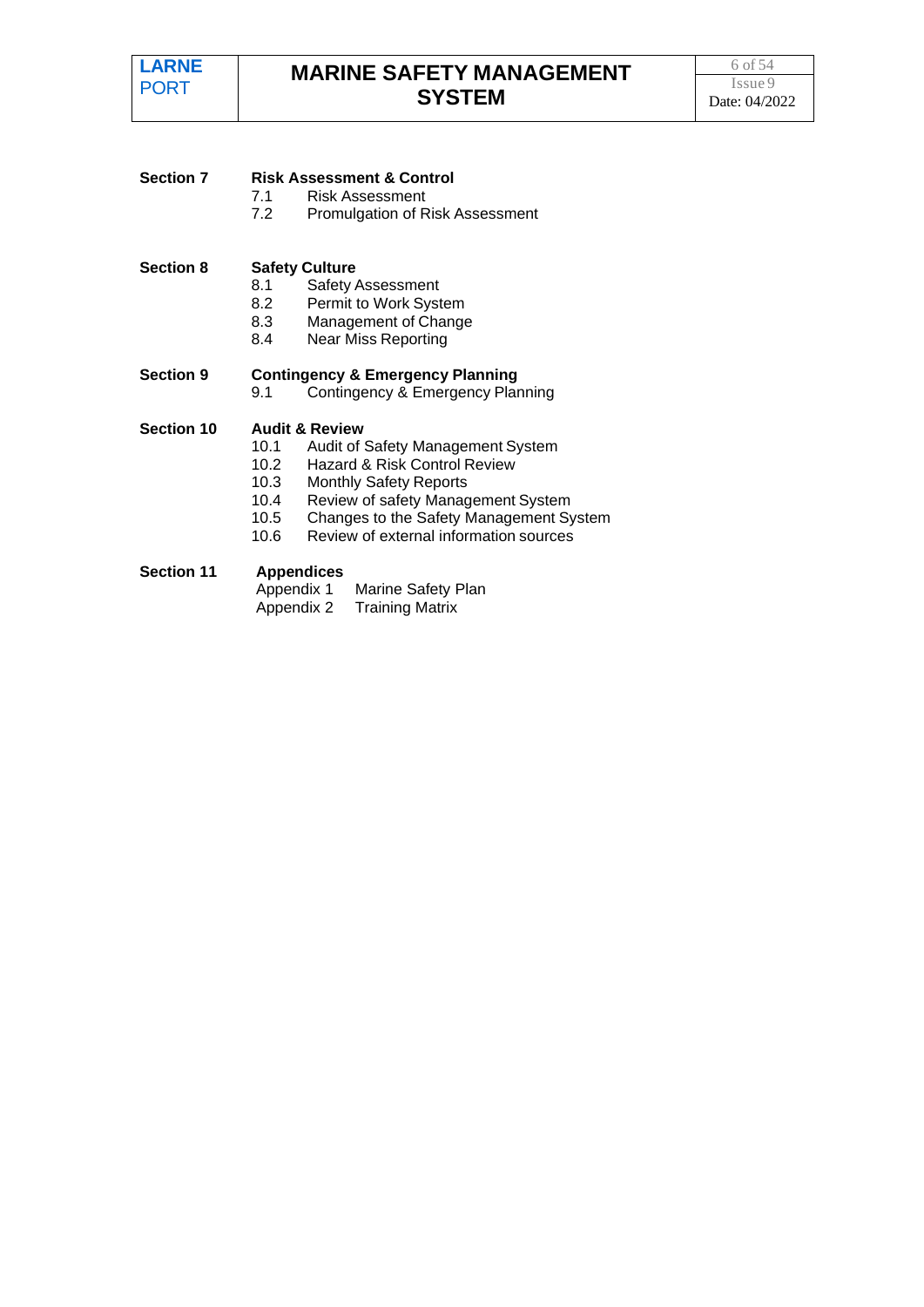**Section 7** **Risk Assessment & Control**

- 7.1 Risk Assessment
- 7.2 Promulgation of Risk Assessment

**Section 8** **Safety Culture**

- 8.1 Safety Assessment
- 8.2 Permit to Work System
- 8.3 Management of Change
- 8.4 Near Miss Reporting

**Section 9** **Contingency & Emergency Planning**

- 9.1 Contingency & Emergency Planning

**Section 10** **Audit & Review**

- 10.1 Audit of Safety Management System
- 10.2 Hazard & Risk Control Review
- 10.3 Monthly Safety Reports
- 10.4 Review of safety Management System
- 10.5 Changes to the Safety Management System
- 10.6 Review of external information sources

**Section 11** **Appendices**

- Appendix 1 Marine Safety Plan
- Appendix 2 Training Matrix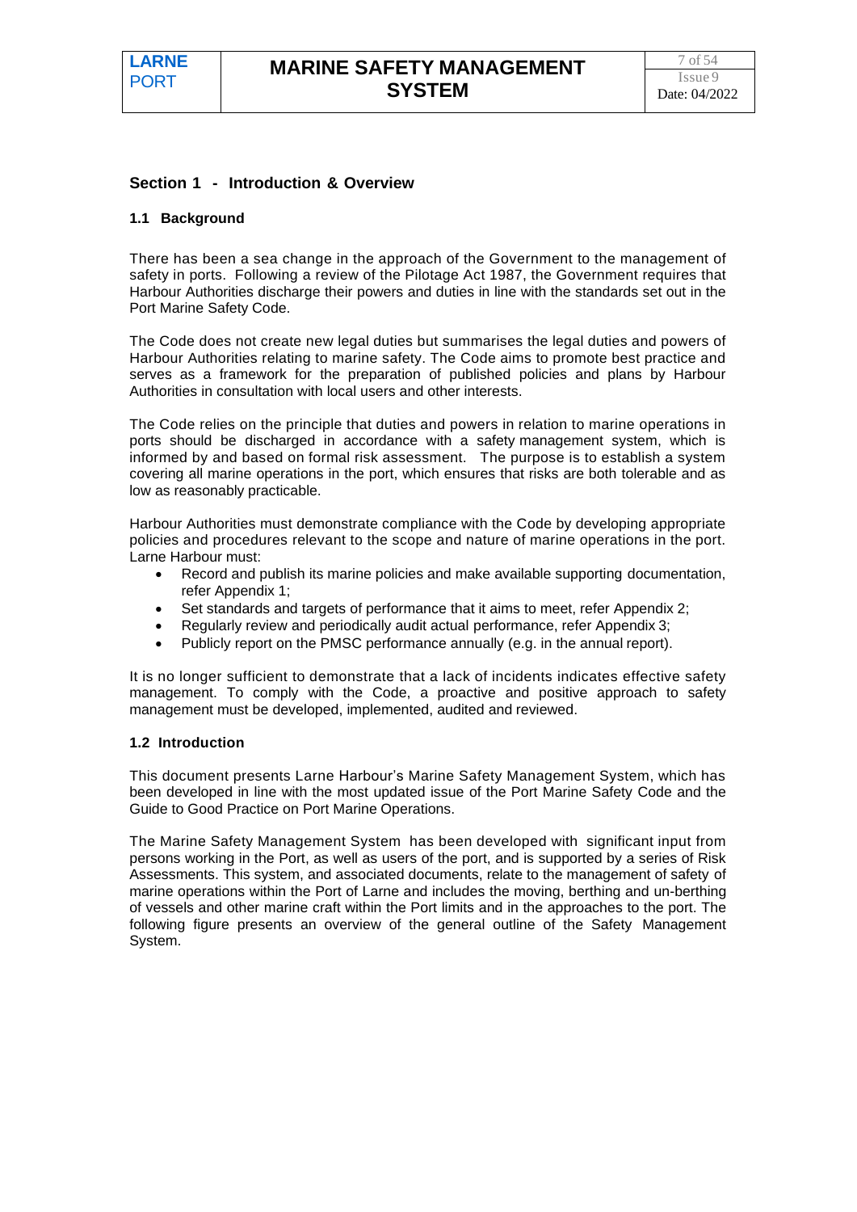## Section 1 - Introduction & Overview

### 1.1 Background

There has been a sea change in the approach of the Government to the management of safety in ports. Following a review of the Pilotage Act 1987, the Government requires that Harbour Authorities discharge their powers and duties in line with the standards set out in the Port Marine Safety Code.

The Code does not create new legal duties but summarises the legal duties and powers of Harbour Authorities relating to marine safety. The Code aims to promote best practice and serves as a framework for the preparation of published policies and plans by Harbour Authorities in consultation with local users and other interests.

The Code relies on the principle that duties and powers in relation to marine operations in ports should be discharged in accordance with a safety management system, which is informed by and based on formal risk assessment. The purpose is to establish a system covering all marine operations in the port, which ensures that risks are both tolerable and as low as reasonably practicable.

Harbour Authorities must demonstrate compliance with the Code by developing appropriate policies and procedures relevant to the scope and nature of marine operations in the port. Larne Harbour must:

- Record and publish its marine policies and make available supporting documentation, refer Appendix 1;
- Set standards and targets of performance that it aims to meet, refer Appendix 2;
- Regularly review and periodically audit actual performance, refer Appendix 3;
- Publicly report on the PMSC performance annually (e.g. in the annual report).

It is no longer sufficient to demonstrate that a lack of incidents indicates effective safety management. To comply with the Code, a proactive and positive approach to safety management must be developed, implemented, audited and reviewed.

### 1.2 Introduction

This document presents Larne Harbour's Marine Safety Management System, which has been developed in line with the most updated issue of the Port Marine Safety Code and the Guide to Good Practice on Port Marine Operations.

The Marine Safety Management System has been developed with significant input from persons working in the Port, as well as users of the port, and is supported by a series of Risk Assessments. This system, and associated documents, relate to the management of safety of marine operations within the Port of Larne and includes the moving, berthing and un-berthing of vessels and other marine craft within the Port limits and in the approaches to the port. The following figure presents an overview of the general outline of the Safety Management System.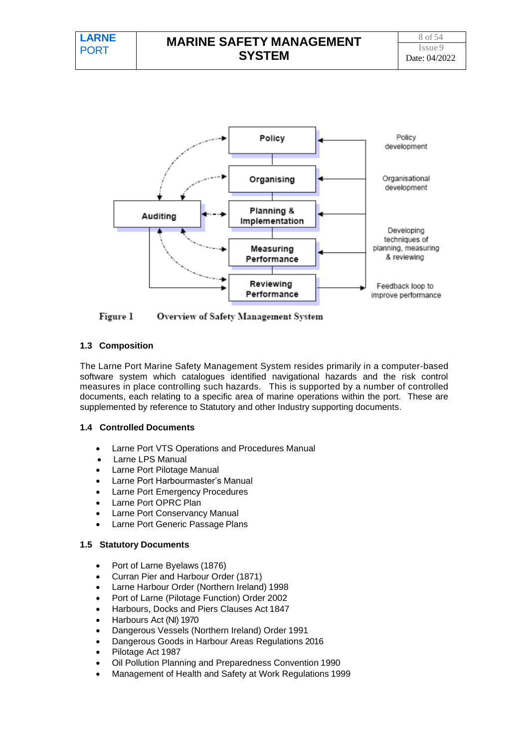Figure 1 Overview of Safety Management System

### 1.3 Composition

The Larne Port Marine Safety Management System resides primarily in a computer-based software system which catalogues identified navigational hazards and the risk control measures in place controlling such hazards. This is supported by a number of controlled documents, each relating to a specific area of marine operations within the port. These are supplemented by reference to Statutory and other Industry supporting documents.

### 1.4 Controlled Documents

- Larne Port VTS Operations and Procedures Manual
- Larne LPS Manual
- Larne Port Pilotage Manual
- Larne Port Harbourmaster's Manual
- Larne Port Emergency Procedures
- Larne Port OPRC Plan
- Larne Port Conservancy Manual
- Larne Port Generic Passage Plans

### 1.5 Statutory Documents

- Port of Larne Byelaws (1876)
- Curran Pier and Harbour Order (1871)
- Larne Harbour Order (Northern Ireland) 1998
- Port of Larne (Pilotage Function) Order 2002
- Harbours, Docks and Piers Clauses Act 1847
- Harbours Act (NI) 1970
- Dangerous Vessels (Northern Ireland) Order 1991
- Dangerous Goods in Harbour Areas Regulations 2016
- Pilotage Act 1987
- Oil Pollution Planning and Preparedness Convention 1990
- Management of Health and Safety at Work Regulations 1999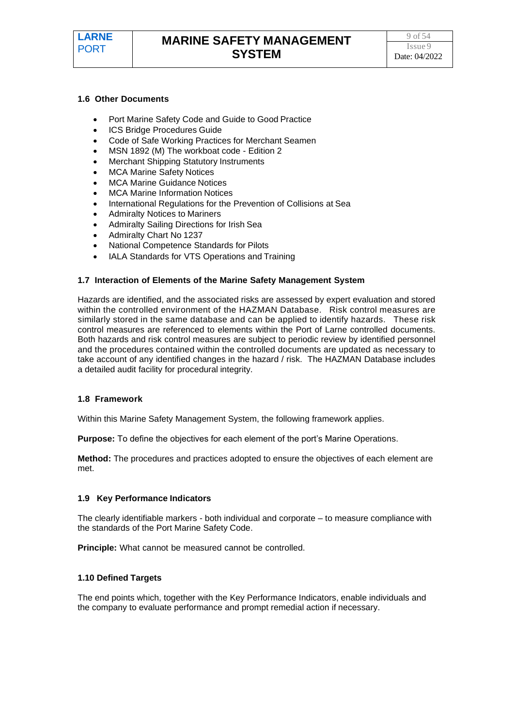### 1.6 Other Documents

- Port Marine Safety Code and Guide to Good Practice
- ICS Bridge Procedures Guide
- Code of Safe Working Practices for Merchant Seamen
- MSN 1892 (M) The workboat code - Edition 2
- Merchant Shipping Statutory Instruments
- MCA Marine Safety Notices
- MCA Marine Guidance Notices
- MCA Marine Information Notices
- International Regulations for the Prevention of Collisions at Sea
- Admiralty Notices to Mariners
- Admiralty Sailing Directions for Irish Sea
- Admiralty Chart No 1237
- National Competence Standards for Pilots
- IALA Standards for VTS Operations and Training

### 1.7 Interaction of Elements of the Marine Safety Management System

Hazards are identified, and the associated risks are assessed by expert evaluation and stored within the controlled environment of the HAZMAN Database. Risk control measures are similarly stored in the same database and can be applied to identify hazards. These risk control measures are referenced to elements within the Port of Larne controlled documents. Both hazards and risk control measures are subject to periodic review by identified personnel and the procedures contained within the controlled documents are updated as necessary to take account of any identified changes in the hazard / risk. The HAZMAN Database includes a detailed audit facility for procedural integrity.

### 1.8 Framework

Within this Marine Safety Management System, the following framework applies.

**Purpose:** To define the objectives for each element of the port's Marine Operations.

**Method:** The procedures and practices adopted to ensure the objectives of each element are met.

### 1.9 Key Performance Indicators

The clearly identifiable markers - both individual and corporate – to measure compliance with the standards of the Port Marine Safety Code.

**Principle:** What cannot be measured cannot be controlled.

### 1.10 Defined Targets

The end points which, together with the Key Performance Indicators, enable individuals and the company to evaluate performance and prompt remedial action if necessary.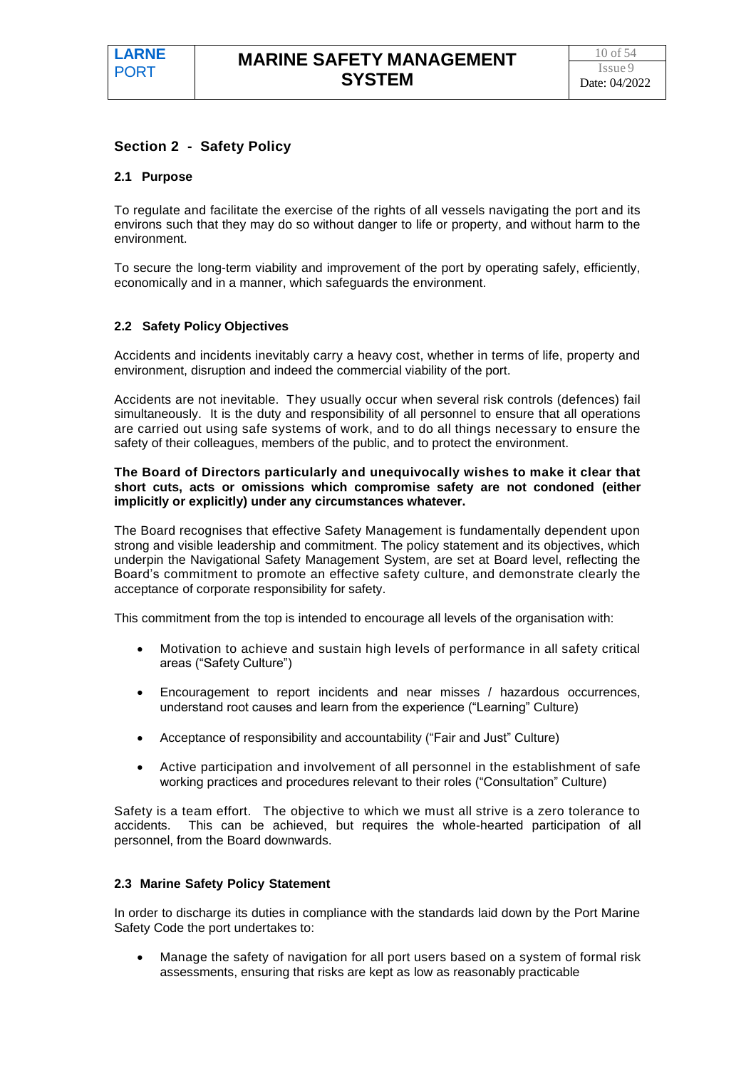## Section 2 - Safety Policy

### 2.1 Purpose

To regulate and facilitate the exercise of the rights of all vessels navigating the port and its environs such that they may do so without danger to life or property, and without harm to the environment.

To secure the long-term viability and improvement of the port by operating safely, efficiently, economically and in a manner, which safeguards the environment.

### 2.2 Safety Policy Objectives

Accidents and incidents inevitably carry a heavy cost, whether in terms of life, property and environment, disruption and indeed the commercial viability of the port.

Accidents are not inevitable. They usually occur when several risk controls (defences) fail simultaneously. It is the duty and responsibility of all personnel to ensure that all operations are carried out using safe systems of work, and to do all things necessary to ensure the safety of their colleagues, members of the public, and to protect the environment.

**The Board of Directors particularly and unequivocally wishes to make it clear that short cuts, acts or omissions which compromise safety are not condoned (either implicitly or explicitly) under any circumstances whatever.**

The Board recognises that effective Safety Management is fundamentally dependent upon strong and visible leadership and commitment. The policy statement and its objectives, which underpin the Navigational Safety Management System, are set at Board level, reflecting the Board's commitment to promote an effective safety culture, and demonstrate clearly the acceptance of corporate responsibility for safety.

This commitment from the top is intended to encourage all levels of the organisation with:

- Motivation to achieve and sustain high levels of performance in all safety critical areas ("Safety Culture")
- Encouragement to report incidents and near misses / hazardous occurrences, understand root causes and learn from the experience ("Learning" Culture)
- Acceptance of responsibility and accountability ("Fair and Just" Culture)
- Active participation and involvement of all personnel in the establishment of safe working practices and procedures relevant to their roles ("Consultation" Culture)

Safety is a team effort. The objective to which we must all strive is a zero tolerance to accidents. This can be achieved, but requires the whole-hearted participation of all personnel, from the Board downwards.

### 2.3 Marine Safety Policy Statement

In order to discharge its duties in compliance with the standards laid down by the Port Marine Safety Code the port undertakes to:

- Manage the safety of navigation for all port users based on a system of formal risk assessments, ensuring that risks are kept as low as reasonably practicable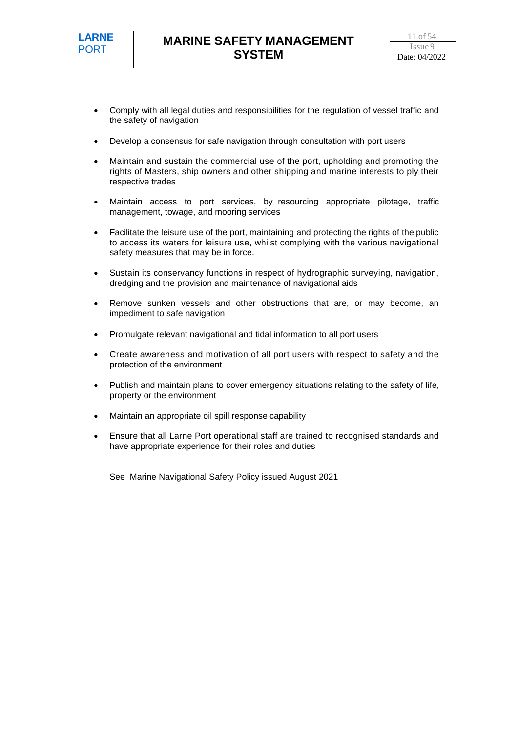- Comply with all legal duties and responsibilities for the regulation of vessel traffic and the safety of navigation
- Develop a consensus for safe navigation through consultation with port users
- Maintain and sustain the commercial use of the port, upholding and promoting the rights of Masters, ship owners and other shipping and marine interests to ply their respective trades
- Maintain access to port services, by resourcing appropriate pilotage, traffic management, towage, and mooring services
- Facilitate the leisure use of the port, maintaining and protecting the rights of the public to access its waters for leisure use, whilst complying with the various navigational safety measures that may be in force.
- Sustain its conservancy functions in respect of hydrographic surveying, navigation, dredging and the provision and maintenance of navigational aids
- Remove sunken vessels and other obstructions that are, or may become, an impediment to safe navigation
- Promulgate relevant navigational and tidal information to all port users
- Create awareness and motivation of all port users with respect to safety and the protection of the environment
- Publish and maintain plans to cover emergency situations relating to the safety of life, property or the environment
- Maintain an appropriate oil spill response capability
- Ensure that all Larne Port operational staff are trained to recognised standards and have appropriate experience for their roles and duties

See Marine Navigational Safety Policy issued August 2021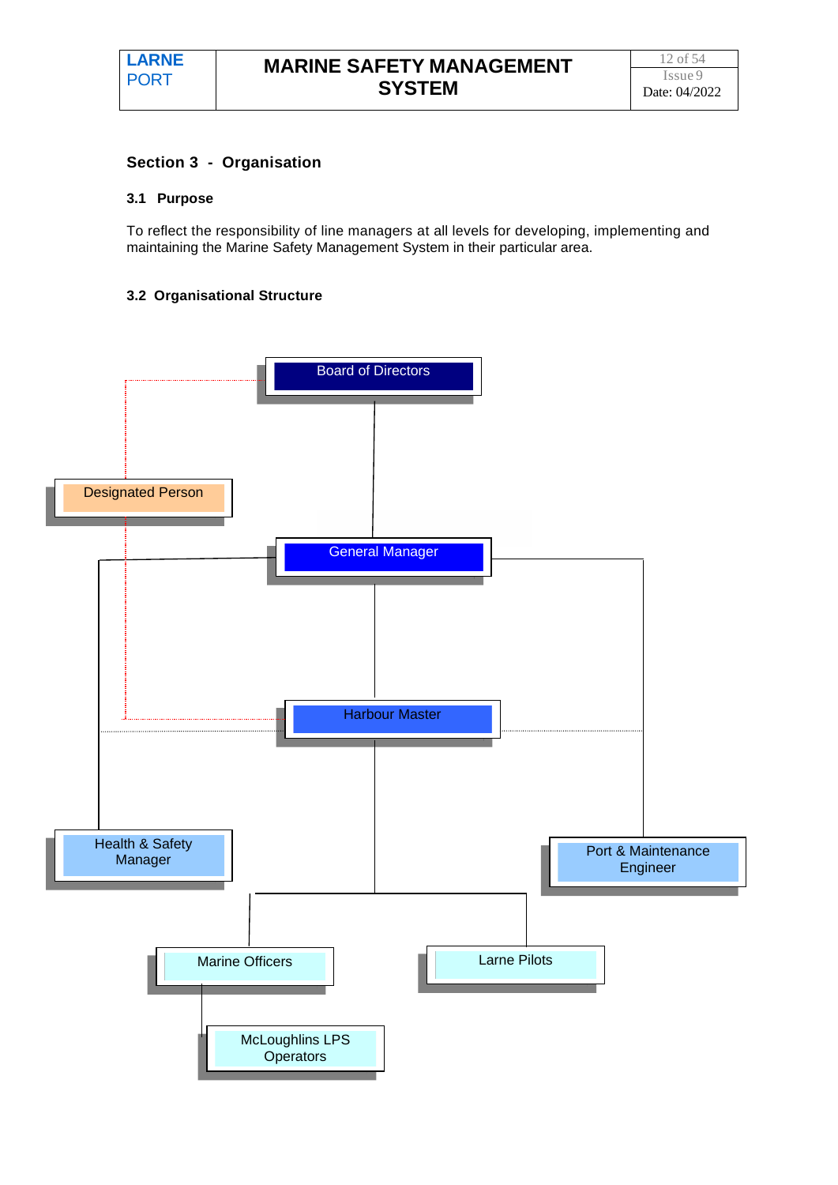## Section 3 - Organisation

### 3.1 Purpose

To reflect the responsibility of line managers at all levels for developing, implementing and maintaining the Marine Safety Management System in their particular area.

### 3.2 Organisational Structure

Board of Directors

Designated Person

General Manager

Harbour Master

Health & Safety Manager

Port & Maintenance Engineer

Marine Officers

Larne Pilots

McLoughlins LPS Operators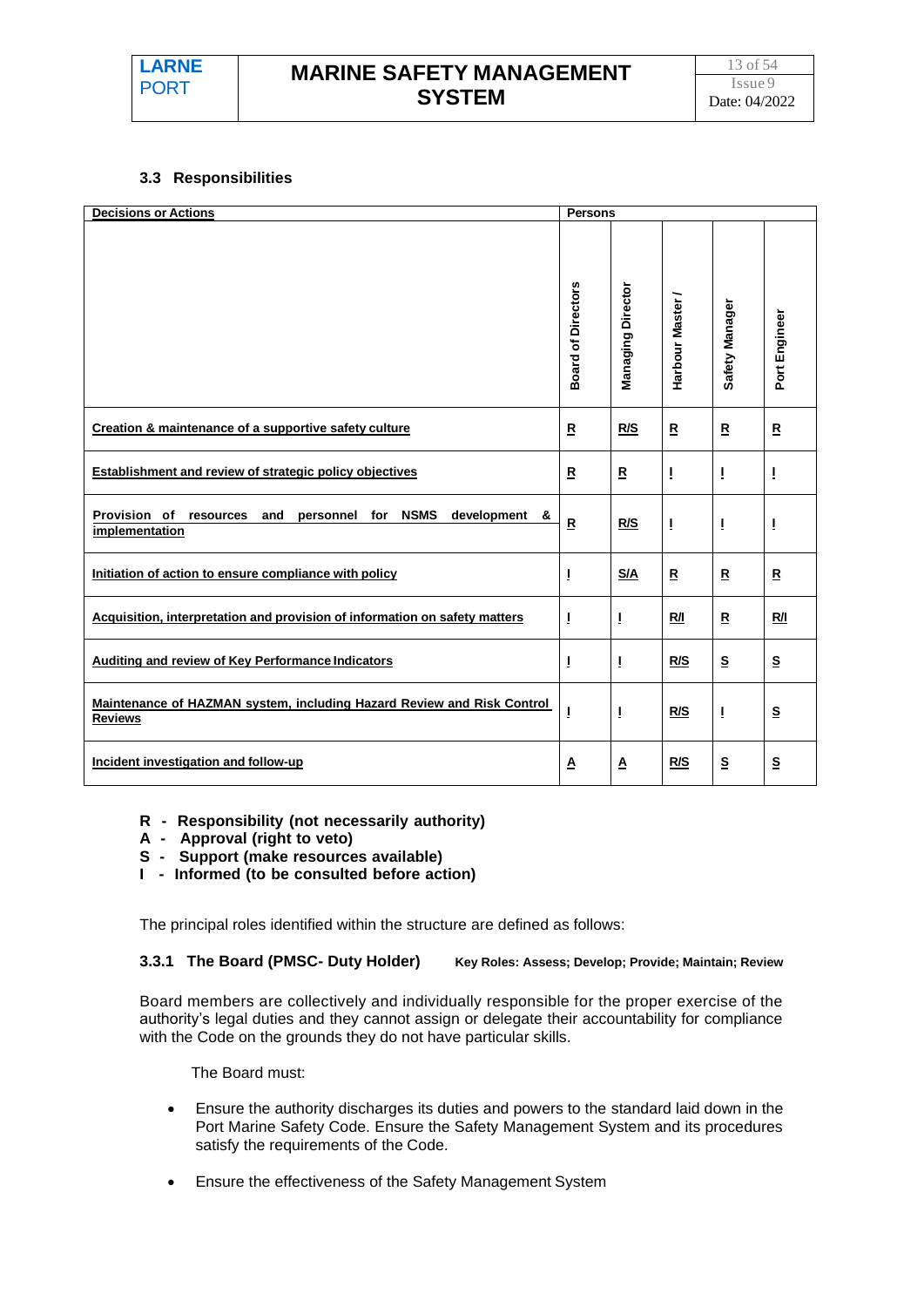### 3.3 Responsibilities

| Decisions or Actions | Persons | | | | |
|---|---|---|---|---|---|
| | Board of Directors | Managing Director | Harbour Master / | Safety Manager | Port Engineer |
| Creation & maintenance of a supportive safety culture | R | R/S | R | R | R |
| Establishment and review of strategic policy objectives | R | R | I | I | I |
| Provision of resources and personnel for NSMS development & implementation | R | R/S | I | I | I |
| Initiation of action to ensure compliance with policy | I | S/A | R | R | R |
| Acquisition, interpretation and provision of information on safety matters | I | I | R/I | R | R/I |
| Auditing and review of Key Performance Indicators | I | I | R/S | S | S |
| Maintenance of HAZMAN system, including Hazard Review and Risk Control Reviews | I | I | R/S | I | S |
| Incident investigation and follow-up | A | A | R/S | S | S |

**R - Responsibility (not necessarily authority)**
**A - Approval (right to veto)**
**S - Support (make resources available)**
**I - Informed (to be consulted before action)**

The principal roles identified within the structure are defined as follows:

#### 3.3.1 The Board (PMSC- Duty Holder) 

**Key Roles: Assess; Develop; Provide; Maintain; Review**

Board members are collectively and individually responsible for the proper exercise of the authority's legal duties and they cannot assign or delegate their accountability for compliance with the Code on the grounds they do not have particular skills.

The Board must:

- Ensure the authority discharges its duties and powers to the standard laid down in the Port Marine Safety Code. Ensure the Safety Management System and its procedures satisfy the requirements of the Code.
- Ensure the effectiveness of the Safety Management System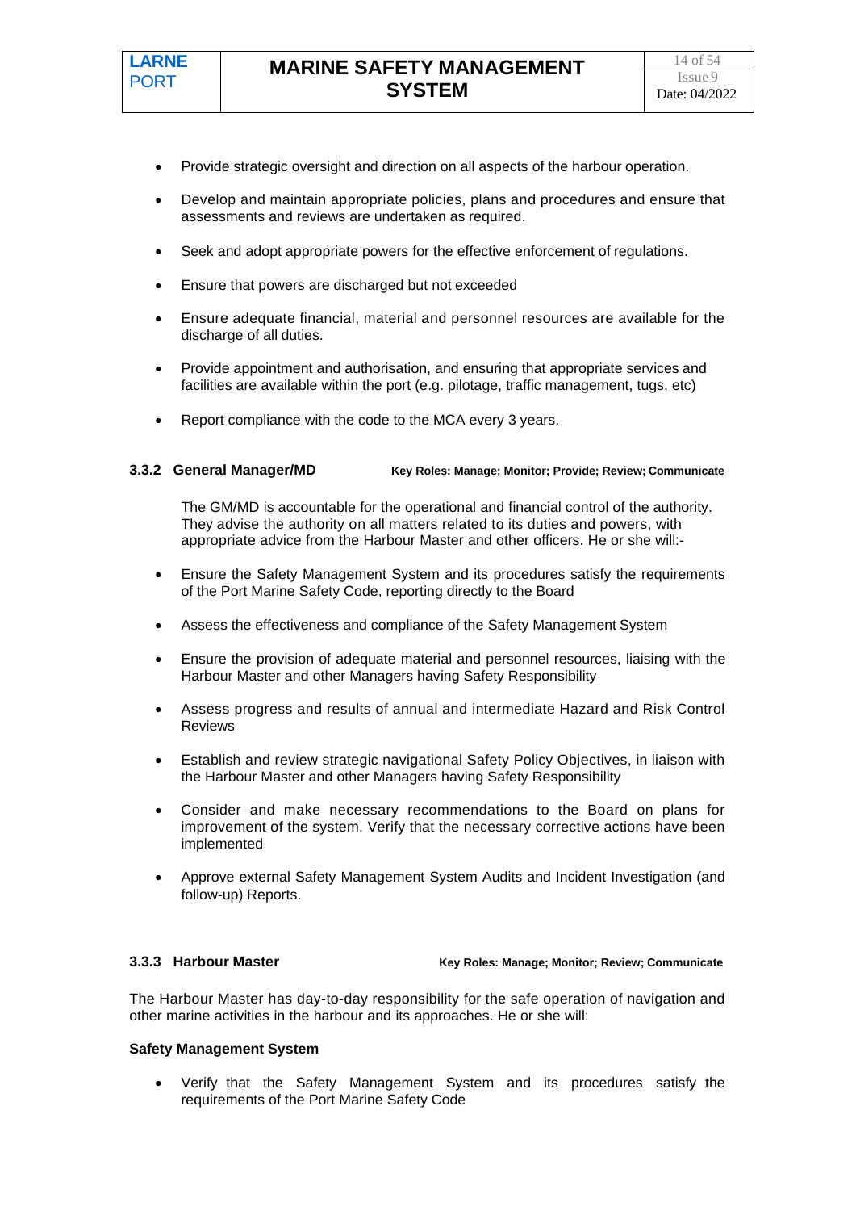- Provide strategic oversight and direction on all aspects of the harbour operation.
- Develop and maintain appropriate policies, plans and procedures and ensure that assessments and reviews are undertaken as required.
- Seek and adopt appropriate powers for the effective enforcement of regulations.
- Ensure that powers are discharged but not exceeded
- Ensure adequate financial, material and personnel resources are available for the discharge of all duties.
- Provide appointment and authorisation, and ensuring that appropriate services and facilities are available within the port (e.g. pilotage, traffic management, tugs, etc)
- Report compliance with the code to the MCA every 3 years.

### 3.3.2 General Manager/MD

**Key Roles: Manage; Monitor; Provide; Review; Communicate**

The GM/MD is accountable for the operational and financial control of the authority. They advise the authority on all matters related to its duties and powers, with appropriate advice from the Harbour Master and other officers. He or she will:-

- Ensure the Safety Management System and its procedures satisfy the requirements of the Port Marine Safety Code, reporting directly to the Board
- Assess the effectiveness and compliance of the Safety Management System
- Ensure the provision of adequate material and personnel resources, liaising with the Harbour Master and other Managers having Safety Responsibility
- Assess progress and results of annual and intermediate Hazard and Risk Control Reviews
- Establish and review strategic navigational Safety Policy Objectives, in liaison with the Harbour Master and other Managers having Safety Responsibility
- Consider and make necessary recommendations to the Board on plans for improvement of the system. Verify that the necessary corrective actions have been implemented
- Approve external Safety Management System Audits and Incident Investigation (and follow-up) Reports.

### 3.3.3 Harbour Master

**Key Roles: Manage; Monitor; Review; Communicate**

The Harbour Master has day-to-day responsibility for the safe operation of navigation and other marine activities in the harbour and its approaches. He or she will:

**Safety Management System**

- Verify that the Safety Management System and its procedures satisfy the requirements of the Port Marine Safety Code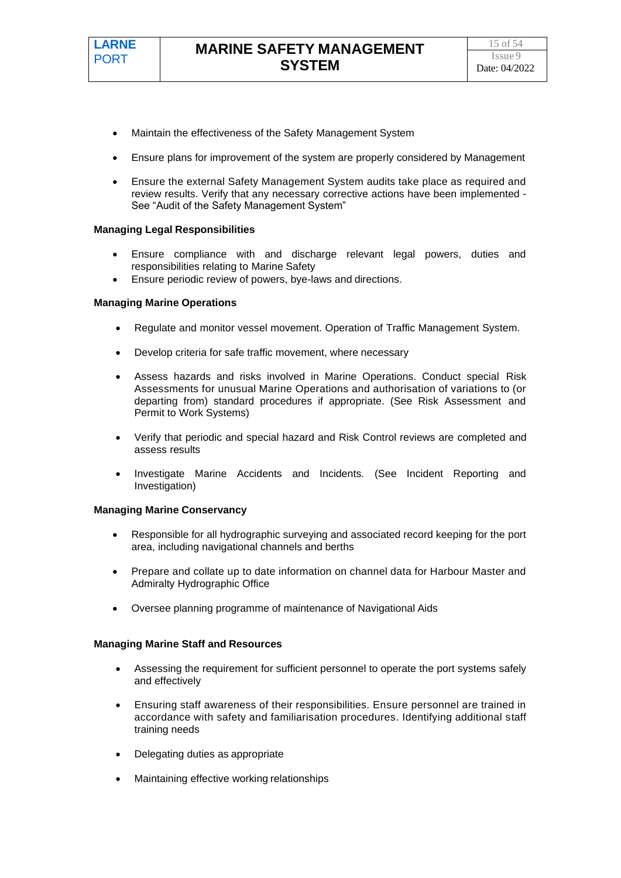- Maintain the effectiveness of the Safety Management System
- Ensure plans for improvement of the system are properly considered by Management
- Ensure the external Safety Management System audits take place as required and review results. Verify that any necessary corrective actions have been implemented - See "Audit of the Safety Management System"

**Managing Legal Responsibilities**

- Ensure compliance with and discharge relevant legal powers, duties and responsibilities relating to Marine Safety
- Ensure periodic review of powers, bye-laws and directions.

**Managing Marine Operations**

- Regulate and monitor vessel movement. Operation of Traffic Management System.
- Develop criteria for safe traffic movement, where necessary
- Assess hazards and risks involved in Marine Operations. Conduct special Risk Assessments for unusual Marine Operations and authorisation of variations to (or departing from) standard procedures if appropriate. (See Risk Assessment and Permit to Work Systems)
- Verify that periodic and special hazard and Risk Control reviews are completed and assess results
- Investigate Marine Accidents and Incidents. (See Incident Reporting and Investigation)

**Managing Marine Conservancy**

- Responsible for all hydrographic surveying and associated record keeping for the port area, including navigational channels and berths
- Prepare and collate up to date information on channel data for Harbour Master and Admiralty Hydrographic Office
- Oversee planning programme of maintenance of Navigational Aids

**Managing Marine Staff and Resources**

- Assessing the requirement for sufficient personnel to operate the port systems safely and effectively
- Ensuring staff awareness of their responsibilities. Ensure personnel are trained in accordance with safety and familiarisation procedures. Identifying additional staff training needs
- Delegating duties as appropriate
- Maintaining effective working relationships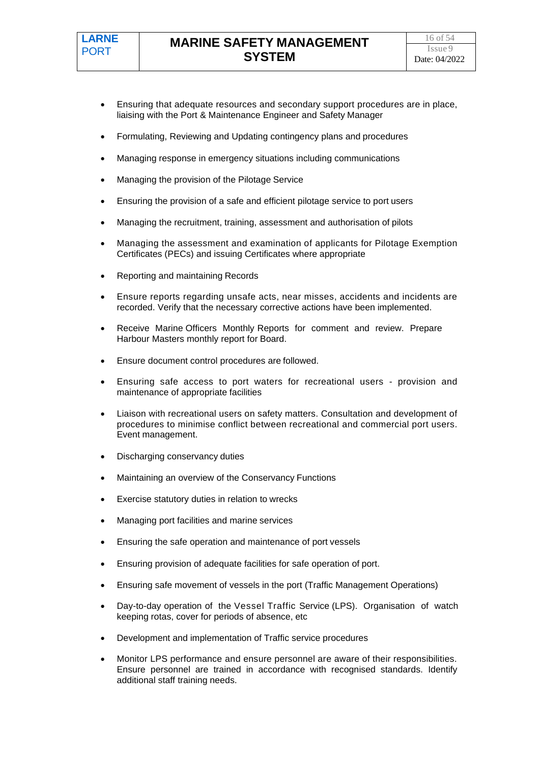- Ensuring that adequate resources and secondary support procedures are in place, liaising with the Port & Maintenance Engineer and Safety Manager

- Formulating, Reviewing and Updating contingency plans and procedures

- Managing response in emergency situations including communications

- Managing the provision of the Pilotage Service

- Ensuring the provision of a safe and efficient pilotage service to port users

- Managing the recruitment, training, assessment and authorisation of pilots

- Managing the assessment and examination of applicants for Pilotage Exemption Certificates (PECs) and issuing Certificates where appropriate

- Reporting and maintaining Records

- Ensure reports regarding unsafe acts, near misses, accidents and incidents are recorded. Verify that the necessary corrective actions have been implemented.

- Receive Marine Officers Monthly Reports for comment and review. Prepare Harbour Masters monthly report for Board.

- Ensure document control procedures are followed.

- Ensuring safe access to port waters for recreational users - provision and maintenance of appropriate facilities

- Liaison with recreational users on safety matters. Consultation and development of procedures to minimise conflict between recreational and commercial port users. Event management.

- Discharging conservancy duties

- Maintaining an overview of the Conservancy Functions

- Exercise statutory duties in relation to wrecks

- Managing port facilities and marine services

- Ensuring the safe operation and maintenance of port vessels

- Ensuring provision of adequate facilities for safe operation of port.

- Ensuring safe movement of vessels in the port (Traffic Management Operations)

- Day-to-day operation of the Vessel Traffic Service (LPS). Organisation of watch keeping rotas, cover for periods of absence, etc

- Development and implementation of Traffic service procedures

- Monitor LPS performance and ensure personnel are aware of their responsibilities. Ensure personnel are trained in accordance with recognised standards. Identify additional staff training needs.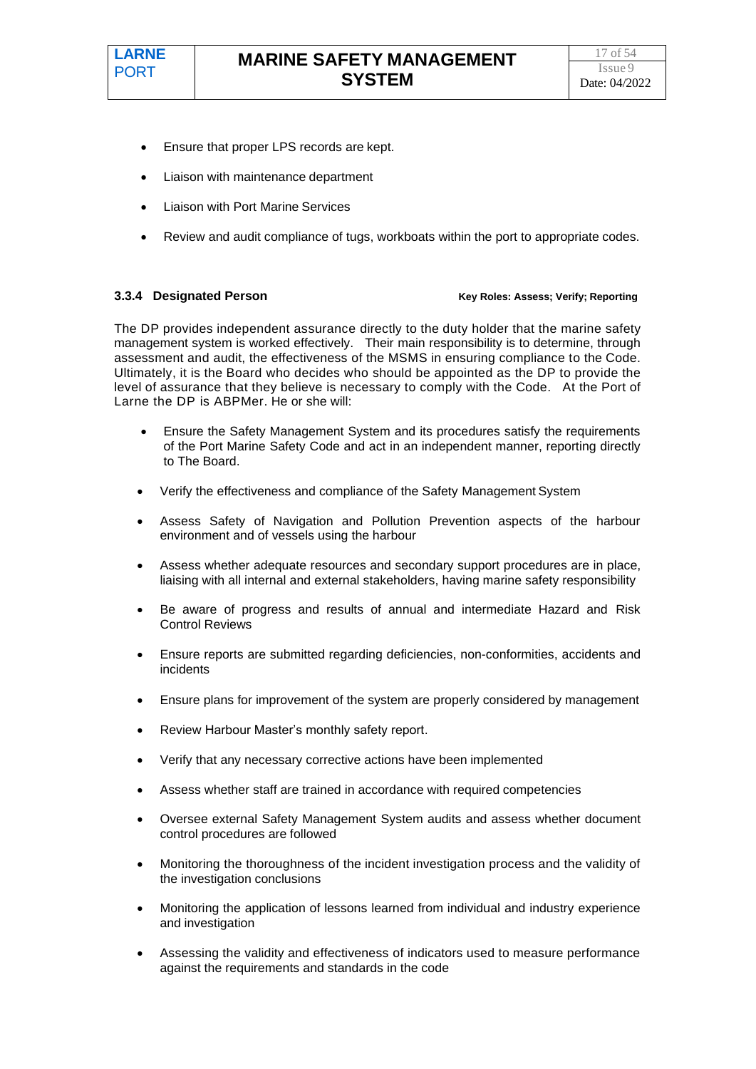- Ensure that proper LPS records are kept.
- Liaison with maintenance department
- Liaison with Port Marine Services
- Review and audit compliance of tugs, workboats within the port to appropriate codes.

### 3.3.4 Designated Person

**Key Roles: Assess; Verify; Reporting**

The DP provides independent assurance directly to the duty holder that the marine safety management system is worked effectively. Their main responsibility is to determine, through assessment and audit, the effectiveness of the MSMS in ensuring compliance to the Code. Ultimately, it is the Board who decides who should be appointed as the DP to provide the level of assurance that they believe is necessary to comply with the Code. At the Port of Larne the DP is ABPMer. He or she will:

- Ensure the Safety Management System and its procedures satisfy the requirements of the Port Marine Safety Code and act in an independent manner, reporting directly to The Board.
- Verify the effectiveness and compliance of the Safety Management System
- Assess Safety of Navigation and Pollution Prevention aspects of the harbour environment and of vessels using the harbour
- Assess whether adequate resources and secondary support procedures are in place, liaising with all internal and external stakeholders, having marine safety responsibility
- Be aware of progress and results of annual and intermediate Hazard and Risk Control Reviews
- Ensure reports are submitted regarding deficiencies, non-conformities, accidents and incidents
- Ensure plans for improvement of the system are properly considered by management
- Review Harbour Master's monthly safety report.
- Verify that any necessary corrective actions have been implemented
- Assess whether staff are trained in accordance with required competencies
- Oversee external Safety Management System audits and assess whether document control procedures are followed
- Monitoring the thoroughness of the incident investigation process and the validity of the investigation conclusions
- Monitoring the application of lessons learned from individual and industry experience and investigation
- Assessing the validity and effectiveness of indicators used to measure performance against the requirements and standards in the code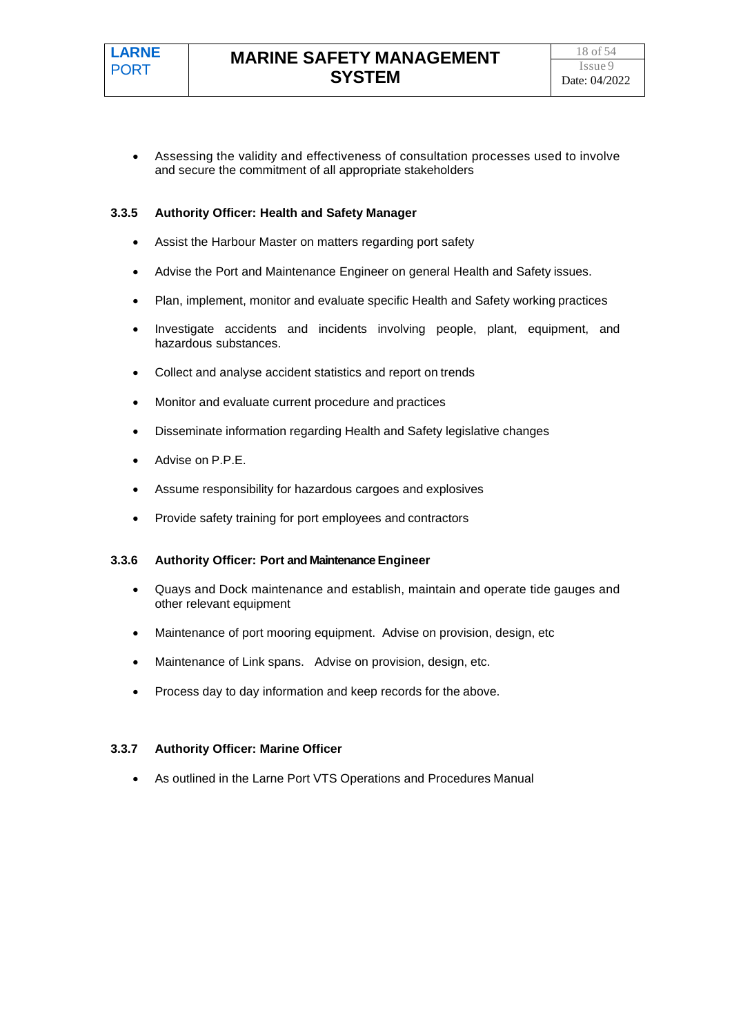- Assessing the validity and effectiveness of consultation processes used to involve and secure the commitment of all appropriate stakeholders

### 3.3.5 Authority Officer: Health and Safety Manager

- Assist the Harbour Master on matters regarding port safety
- Advise the Port and Maintenance Engineer on general Health and Safety issues.
- Plan, implement, monitor and evaluate specific Health and Safety working practices
- Investigate accidents and incidents involving people, plant, equipment, and hazardous substances.
- Collect and analyse accident statistics and report on trends
- Monitor and evaluate current procedure and practices
- Disseminate information regarding Health and Safety legislative changes
- Advise on P.P.E.
- Assume responsibility for hazardous cargoes and explosives
- Provide safety training for port employees and contractors

### 3.3.6 Authority Officer: Port and Maintenance Engineer

- Quays and Dock maintenance and establish, maintain and operate tide gauges and other relevant equipment
- Maintenance of port mooring equipment. Advise on provision, design, etc
- Maintenance of Link spans. Advise on provision, design, etc.
- Process day to day information and keep records for the above.

### 3.3.7 Authority Officer: Marine Officer

- As outlined in the Larne Port VTS Operations and Procedures Manual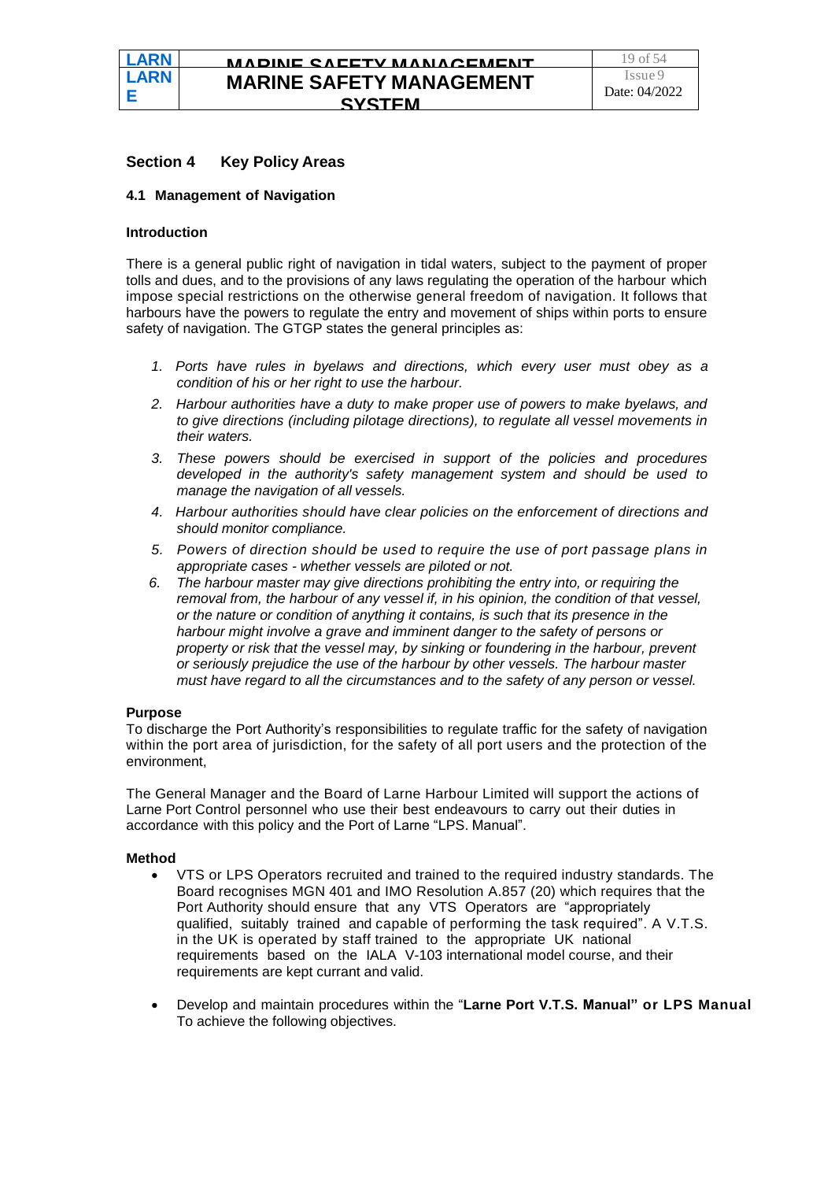## Section 4 Key Policy Areas

### 4.1 Management of Navigation

**Introduction**

There is a general public right of navigation in tidal waters, subject to the payment of proper tolls and dues, and to the provisions of any laws regulating the operation of the harbour which impose special restrictions on the otherwise general freedom of navigation. It follows that harbours have the powers to regulate the entry and movement of ships within ports to ensure safety of navigation. The GTGP states the general principles as:

1. *Ports have rules in byelaws and directions, which every user must obey as a condition of his or her right to use the harbour.*
2. *Harbour authorities have a duty to make proper use of powers to make byelaws, and to give directions (including pilotage directions), to regulate all vessel movements in their waters.*
3. *These powers should be exercised in support of the policies and procedures developed in the authority's safety management system and should be used to manage the navigation of all vessels.*
4. *Harbour authorities should have clear policies on the enforcement of directions and should monitor compliance.*
5. *Powers of direction should be used to require the use of port passage plans in appropriate cases - whether vessels are piloted or not.*
6. *The harbour master may give directions prohibiting the entry into, or requiring the removal from, the harbour of any vessel if, in his opinion, the condition of that vessel, or the nature or condition of anything it contains, is such that its presence in the harbour might involve a grave and imminent danger to the safety of persons or property or risk that the vessel may, by sinking or foundering in the harbour, prevent or seriously prejudice the use of the harbour by other vessels. The harbour master must have regard to all the circumstances and to the safety of any person or vessel.*

**Purpose**

To discharge the Port Authority's responsibilities to regulate traffic for the safety of navigation within the port area of jurisdiction, for the safety of all port users and the protection of the environment,

The General Manager and the Board of Larne Harbour Limited will support the actions of Larne Port Control personnel who use their best endeavours to carry out their duties in accordance with this policy and the Port of Larne "LPS. Manual".

**Method**

- VTS or LPS Operators recruited and trained to the required industry standards. The Board recognises MGN 401 and IMO Resolution A.857 (20) which requires that the Port Authority should ensure that any VTS Operators are "appropriately qualified, suitably trained and capable of performing the task required". A V.T.S. in the UK is operated by staff trained to the appropriate UK national requirements based on the IALA V-103 international model course, and their requirements are kept currant and valid.

- Develop and maintain procedures within the "**Larne Port V.T.S. Manual" or LPS Manual** To achieve the following objectives.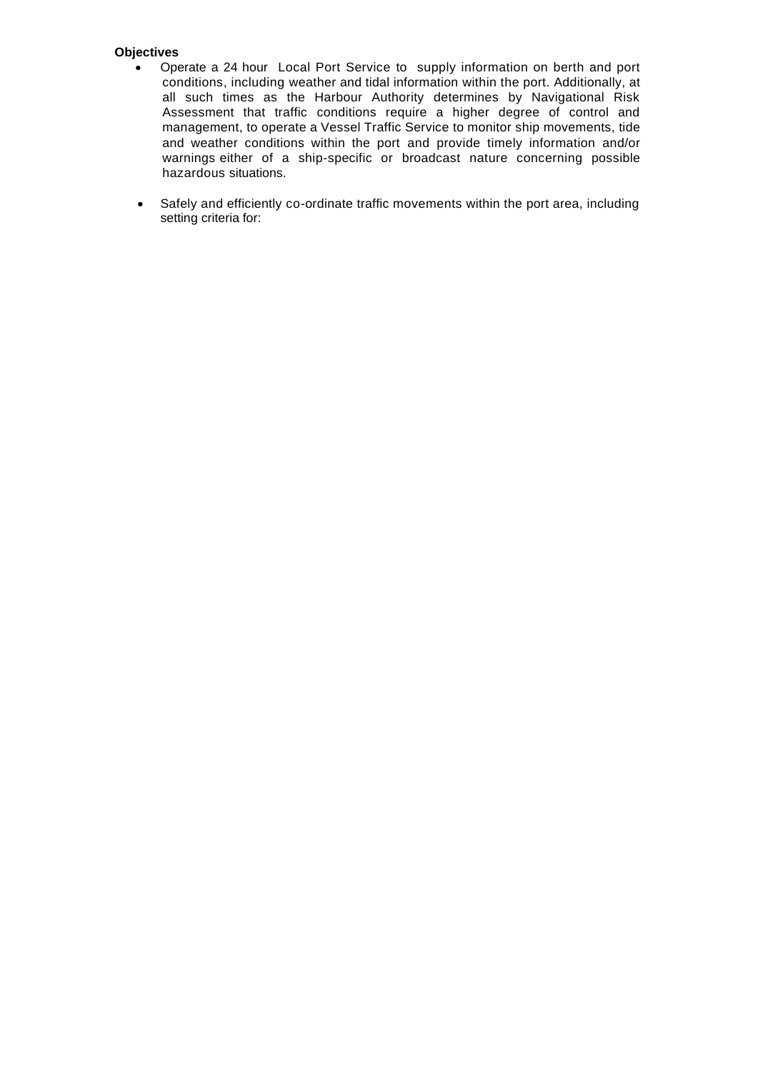**Objectives**

- Operate a 24 hour Local Port Service to supply information on berth and port conditions, including weather and tidal information within the port. Additionally, at all such times as the Harbour Authority determines by Navigational Risk Assessment that traffic conditions require a higher degree of control and management, to operate a Vessel Traffic Service to monitor ship movements, tide and weather conditions within the port and provide timely information and/or warnings either of a ship-specific or broadcast nature concerning possible hazardous situations.

- Safely and efficiently co-ordinate traffic movements within the port area, including setting criteria for: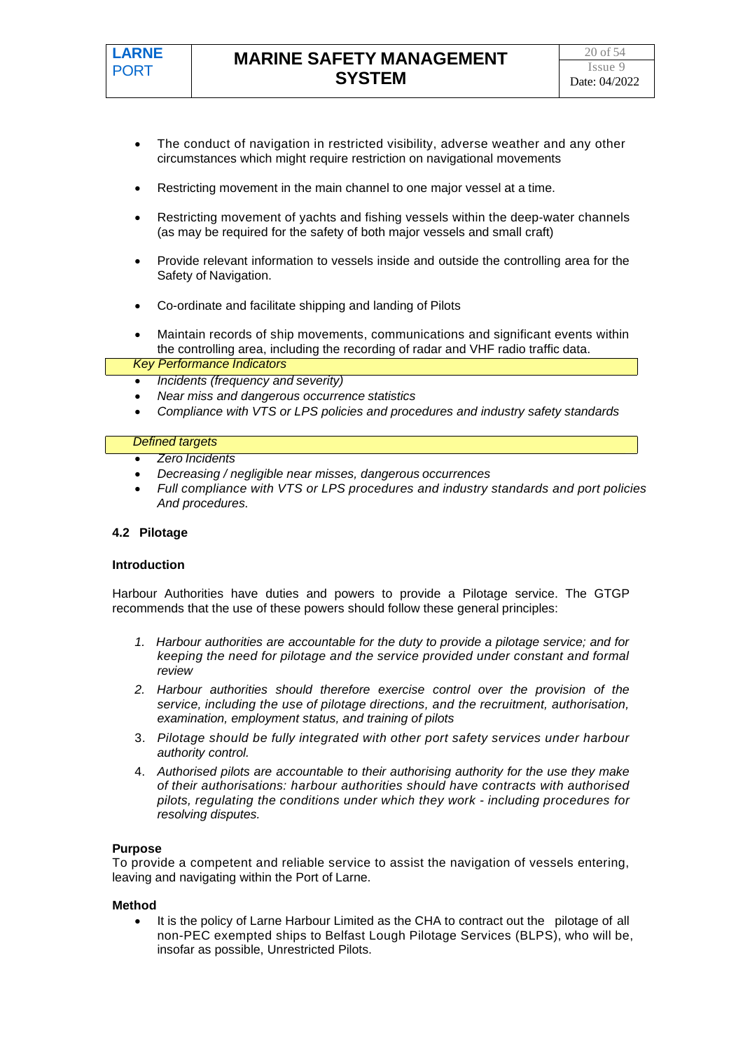- The conduct of navigation in restricted visibility, adverse weather and any other circumstances which might require restriction on navigational movements
- Restricting movement in the main channel to one major vessel at a time.
- Restricting movement of yachts and fishing vessels within the deep-water channels (as may be required for the safety of both major vessels and small craft)
- Provide relevant information to vessels inside and outside the controlling area for the Safety of Navigation.
- Co-ordinate and facilitate shipping and landing of Pilots
- Maintain records of ship movements, communications and significant events within the controlling area, including the recording of radar and VHF radio traffic data.

*Key Performance Indicators*

- *Incidents (frequency and severity)*
- *Near miss and dangerous occurrence statistics*
- *Compliance with VTS or LPS policies and procedures and industry safety standards*

*Defined targets*

- *Zero Incidents*
- *Decreasing / negligible near misses, dangerous occurrences*
- *Full compliance with VTS or LPS procedures and industry standards and port policies And procedures.*

### 4.2 Pilotage

**Introduction**

Harbour Authorities have duties and powers to provide a Pilotage service. The GTGP recommends that the use of these powers should follow these general principles:

1. *Harbour authorities are accountable for the duty to provide a pilotage service; and for keeping the need for pilotage and the service provided under constant and formal review*
2. *Harbour authorities should therefore exercise control over the provision of the service, including the use of pilotage directions, and the recruitment, authorisation, examination, employment status, and training of pilots*
3. *Pilotage should be fully integrated with other port safety services under harbour authority control.*
4. *Authorised pilots are accountable to their authorising authority for the use they make of their authorisations: harbour authorities should have contracts with authorised pilots, regulating the conditions under which they work - including procedures for resolving disputes.*

**Purpose**
To provide a competent and reliable service to assist the navigation of vessels entering, leaving and navigating within the Port of Larne.

**Method**

- It is the policy of Larne Harbour Limited as the CHA to contract out the pilotage of all non-PEC exempted ships to Belfast Lough Pilotage Services (BLPS), who will be, insofar as possible, Unrestricted Pilots.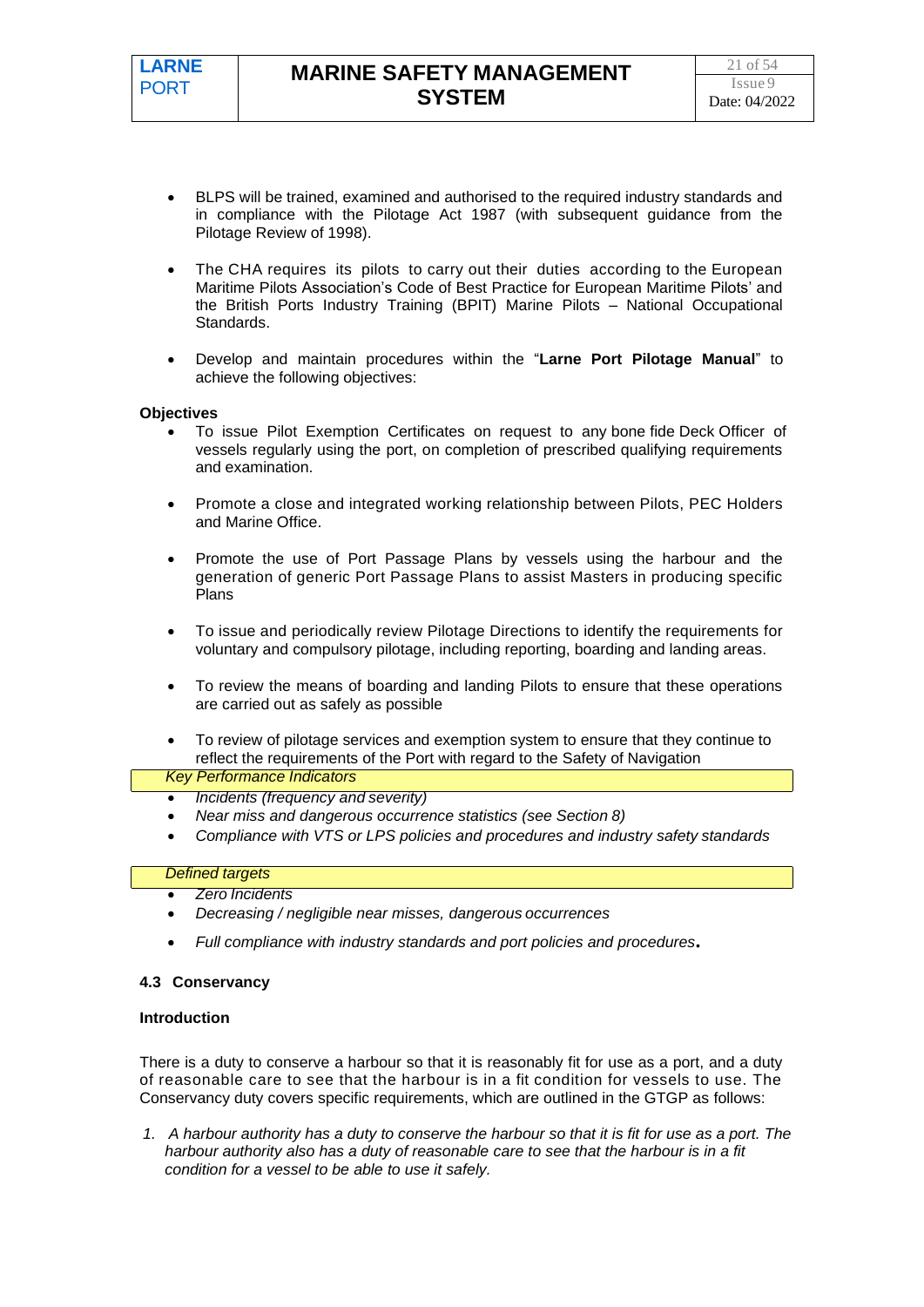- BLPS will be trained, examined and authorised to the required industry standards and in compliance with the Pilotage Act 1987 (with subsequent guidance from the Pilotage Review of 1998).

- The CHA requires its pilots to carry out their duties according to the European Maritime Pilots Association's Code of Best Practice for European Maritime Pilots' and the British Ports Industry Training (BPIT) Marine Pilots – National Occupational Standards.

- Develop and maintain procedures within the "**Larne Port Pilotage Manual**" to achieve the following objectives:

**Objectives**

- To issue Pilot Exemption Certificates on request to any bone fide Deck Officer of vessels regularly using the port, on completion of prescribed qualifying requirements and examination.

- Promote a close and integrated working relationship between Pilots, PEC Holders and Marine Office.

- Promote the use of Port Passage Plans by vessels using the harbour and the generation of generic Port Passage Plans to assist Masters in producing specific Plans

- To issue and periodically review Pilotage Directions to identify the requirements for voluntary and compulsory pilotage, including reporting, boarding and landing areas.

- To review the means of boarding and landing Pilots to ensure that these operations are carried out as safely as possible

- To review of pilotage services and exemption system to ensure that they continue to reflect the requirements of the Port with regard to the Safety of Navigation

*Key Performance Indicators*

- *Incidents (frequency and severity)*
- *Near miss and dangerous occurrence statistics (see Section 8)*
- *Compliance with VTS or LPS policies and procedures and industry safety standards*

*Defined targets*

- *Zero Incidents*
- *Decreasing / negligible near misses, dangerous occurrences*
- *Full compliance with industry standards and port policies and procedures***.**

### 4.3 Conservancy

**Introduction**

There is a duty to conserve a harbour so that it is reasonably fit for use as a port, and a duty of reasonable care to see that the harbour is in a fit condition for vessels to use. The Conservancy duty covers specific requirements, which are outlined in the GTGP as follows:

1. *A harbour authority has a duty to conserve the harbour so that it is fit for use as a port. The harbour authority also has a duty of reasonable care to see that the harbour is in a fit condition for a vessel to be able to use it safely.*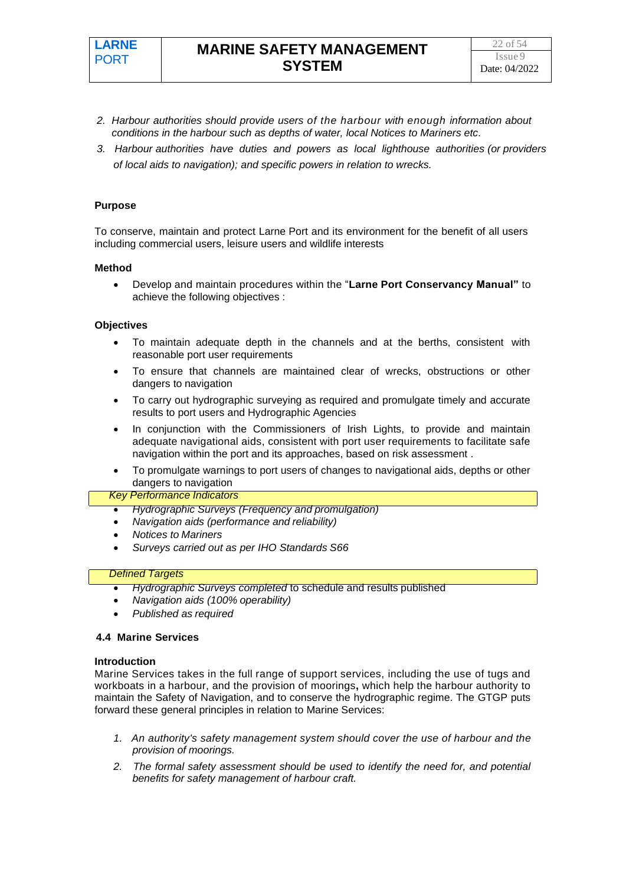2. *Harbour authorities should provide users of the harbour with enough information about conditions in the harbour such as depths of water, local Notices to Mariners etc.*
3. *Harbour authorities have duties and powers as local lighthouse authorities (or providers of local aids to navigation); and specific powers in relation to wrecks.*

**Purpose**

To conserve, maintain and protect Larne Port and its environment for the benefit of all users including commercial users, leisure users and wildlife interests

**Method**

- Develop and maintain procedures within the "**Larne Port Conservancy Manual"** to achieve the following objectives :

**Objectives**

- To maintain adequate depth in the channels and at the berths, consistent with reasonable port user requirements
- To ensure that channels are maintained clear of wrecks, obstructions or other dangers to navigation
- To carry out hydrographic surveying as required and promulgate timely and accurate results to port users and Hydrographic Agencies
- In conjunction with the Commissioners of Irish Lights, to provide and maintain adequate navigational aids, consistent with port user requirements to facilitate safe navigation within the port and its approaches, based on risk assessment .
- To promulgate warnings to port users of changes to navigational aids, depths or other dangers to navigation

*Key Performance Indicators*

- *Hydrographic Surveys (Frequency and promulgation)*
- *Navigation aids (performance and reliability)*
- *Notices to Mariners*
- *Surveys carried out as per IHO Standards S66*

*Defined Targets*

- *Hydrographic Surveys completed* to schedule and results published
- *Navigation aids (100% operability)*
- *Published as required*

### 4.4 Marine Services

**Introduction**

Marine Services takes in the full range of support services, including the use of tugs and workboats in a harbour, and the provision of moorings**,** which help the harbour authority to maintain the Safety of Navigation, and to conserve the hydrographic regime. The GTGP puts forward these general principles in relation to Marine Services:

1. *An authority's safety management system should cover the use of harbour and the provision of moorings.*
2. *The formal safety assessment should be used to identify the need for, and potential benefits for safety management of harbour craft.*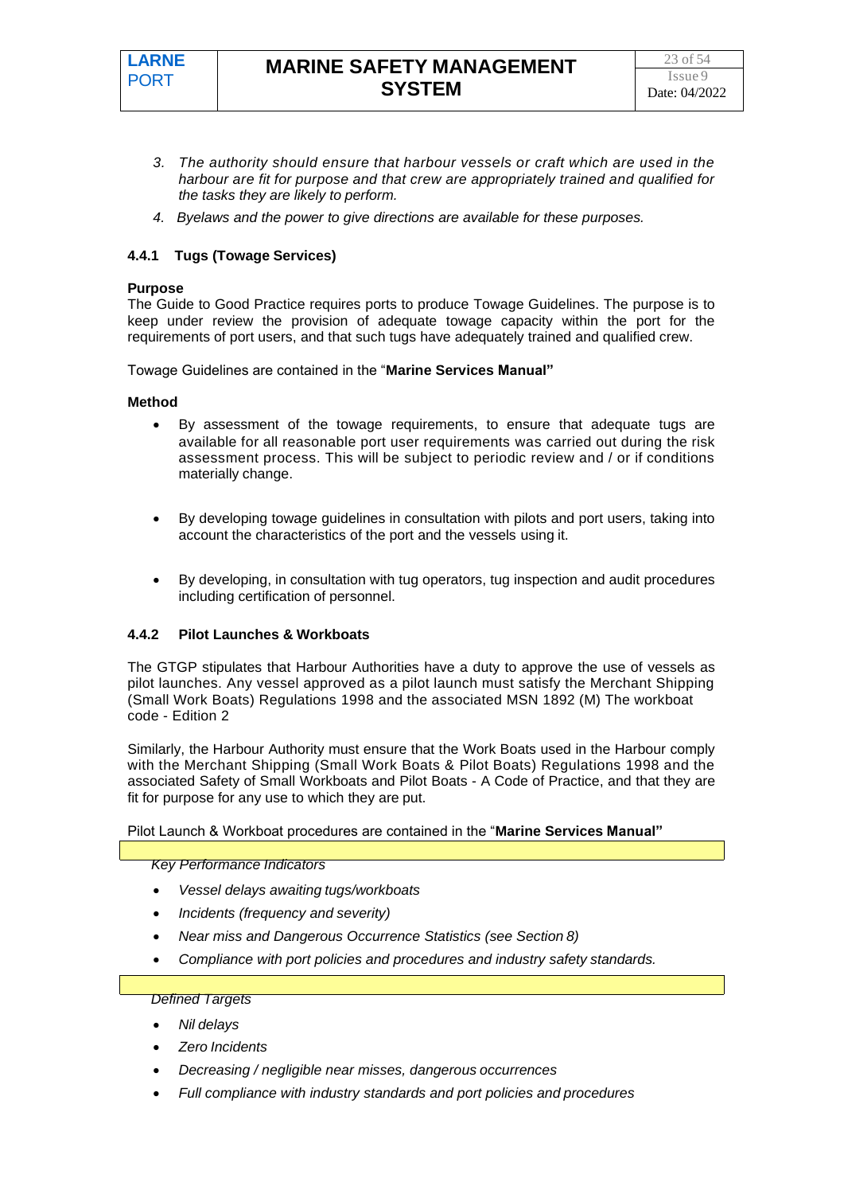3. *The authority should ensure that harbour vessels or craft which are used in the harbour are fit for purpose and that crew are appropriately trained and qualified for the tasks they are likely to perform.*
4. *Byelaws and the power to give directions are available for these purposes.*

### 4.4.1 Tugs (Towage Services)

**Purpose**

The Guide to Good Practice requires ports to produce Towage Guidelines. The purpose is to keep under review the provision of adequate towage capacity within the port for the requirements of port users, and that such tugs have adequately trained and qualified crew.

Towage Guidelines are contained in the "**Marine Services Manual"**

**Method**

- By assessment of the towage requirements, to ensure that adequate tugs are available for all reasonable port user requirements was carried out during the risk assessment process. This will be subject to periodic review and / or if conditions materially change.
- By developing towage guidelines in consultation with pilots and port users, taking into account the characteristics of the port and the vessels using it.
- By developing, in consultation with tug operators, tug inspection and audit procedures including certification of personnel.

### 4.4.2 Pilot Launches & Workboats

The GTGP stipulates that Harbour Authorities have a duty to approve the use of vessels as pilot launches. Any vessel approved as a pilot launch must satisfy the Merchant Shipping (Small Work Boats) Regulations 1998 and the associated MSN 1892 (M) The workboat code - Edition 2

Similarly, the Harbour Authority must ensure that the Work Boats used in the Harbour comply with the Merchant Shipping (Small Work Boats & Pilot Boats) Regulations 1998 and the associated Safety of Small Workboats and Pilot Boats - A Code of Practice, and that they are fit for purpose for any use to which they are put.

Pilot Launch & Workboat procedures are contained in the "**Marine Services Manual"**

*Key Performance Indicators*

- *Vessel delays awaiting tugs/workboats*
- *Incidents (frequency and severity)*
- *Near miss and Dangerous Occurrence Statistics (see Section 8)*
- *Compliance with port policies and procedures and industry safety standards.*

*Defined Targets*

- *Nil delays*
- *Zero Incidents*
- *Decreasing / negligible near misses, dangerous occurrences*
- *Full compliance with industry standards and port policies and procedures*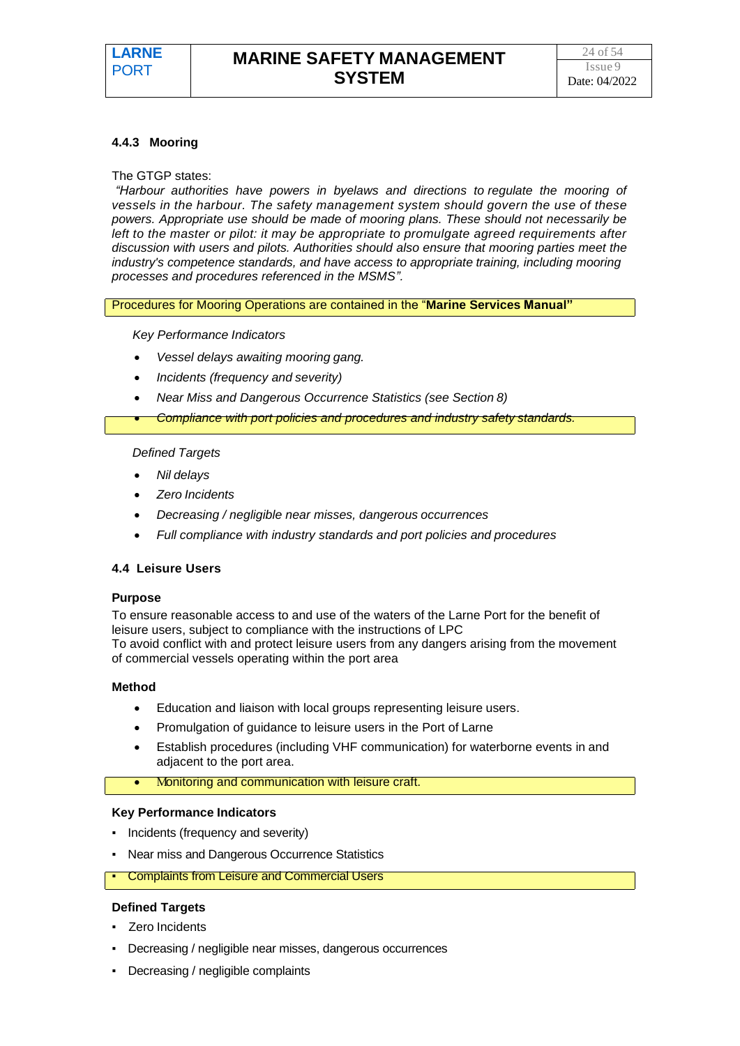#### 4.4.3 Mooring

The GTGP states:

*"Harbour authorities have powers in byelaws and directions to regulate the mooring of vessels in the harbour. The safety management system should govern the use of these powers. Appropriate use should be made of mooring plans. These should not necessarily be left to the master or pilot: it may be appropriate to promulgate agreed requirements after discussion with users and pilots. Authorities should also ensure that mooring parties meet the industry's competence standards, and have access to appropriate training, including mooring processes and procedures referenced in the MSMS".*

Procedures for Mooring Operations are contained in the "**Marine Services Manual"**

*Key Performance Indicators*

- *Vessel delays awaiting mooring gang.*
- *Incidents (frequency and severity)*
- *Near Miss and Dangerous Occurrence Statistics (see Section 8)*
- *Compliance with port policies and procedures and industry safety standards.*

*Defined Targets*

- *Nil delays*
- *Zero Incidents*
- *Decreasing / negligible near misses, dangerous occurrences*
- *Full compliance with industry standards and port policies and procedures*

### 4.4 Leisure Users

**Purpose**

To ensure reasonable access to and use of the waters of the Larne Port for the benefit of leisure users, subject to compliance with the instructions of LPC
To avoid conflict with and protect leisure users from any dangers arising from the movement of commercial vessels operating within the port area

**Method**

- Education and liaison with local groups representing leisure users.
- Promulgation of guidance to leisure users in the Port of Larne
- Establish procedures (including VHF communication) for waterborne events in and adjacent to the port area.
- Monitoring and communication with leisure craft.

**Key Performance Indicators**

- Incidents (frequency and severity)
- Near miss and Dangerous Occurrence Statistics
- Complaints from Leisure and Commercial Users

**Defined Targets**

- Zero Incidents
- Decreasing / negligible near misses, dangerous occurrences
- Decreasing / negligible complaints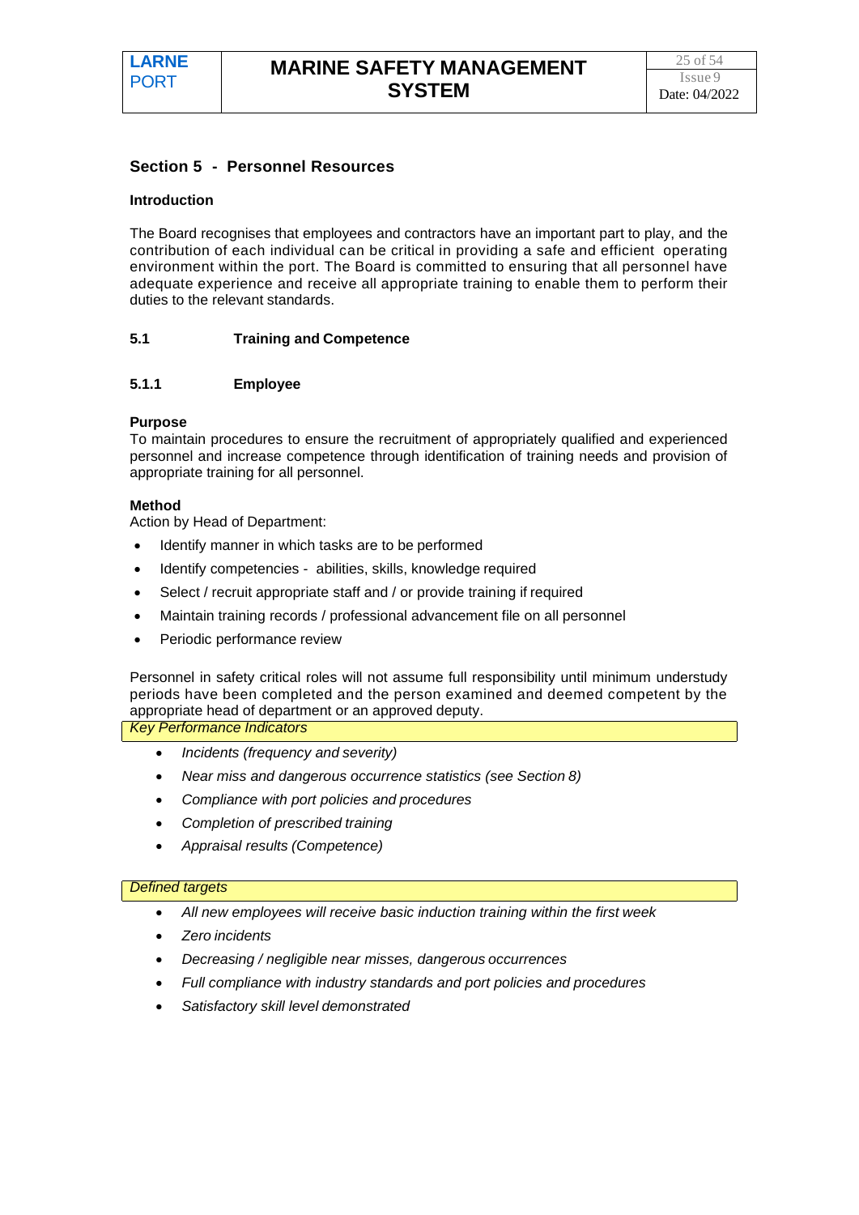## Section 5 - Personnel Resources

### Introduction

The Board recognises that employees and contractors have an important part to play, and the contribution of each individual can be critical in providing a safe and efficient operating environment within the port. The Board is committed to ensuring that all personnel have adequate experience and receive all appropriate training to enable them to perform their duties to the relevant standards.

### 5.1 Training and Competence

#### 5.1.1 Employee

**Purpose**
To maintain procedures to ensure the recruitment of appropriately qualified and experienced personnel and increase competence through identification of training needs and provision of appropriate training for all personnel.

**Method**
Action by Head of Department:

- Identify manner in which tasks are to be performed
- Identify competencies - abilities, skills, knowledge required
- Select / recruit appropriate staff and / or provide training if required
- Maintain training records / professional advancement file on all personnel
- Periodic performance review

Personnel in safety critical roles will not assume full responsibility until minimum understudy periods have been completed and the person examined and deemed competent by the appropriate head of department or an approved deputy.

*Key Performance Indicators*

- *Incidents (frequency and severity)*
- *Near miss and dangerous occurrence statistics (see Section 8)*
- *Compliance with port policies and procedures*
- *Completion of prescribed training*
- *Appraisal results (Competence)*

*Defined targets*

- *All new employees will receive basic induction training within the first week*
- *Zero incidents*
- *Decreasing / negligible near misses, dangerous occurrences*
- *Full compliance with industry standards and port policies and procedures*
- *Satisfactory skill level demonstrated*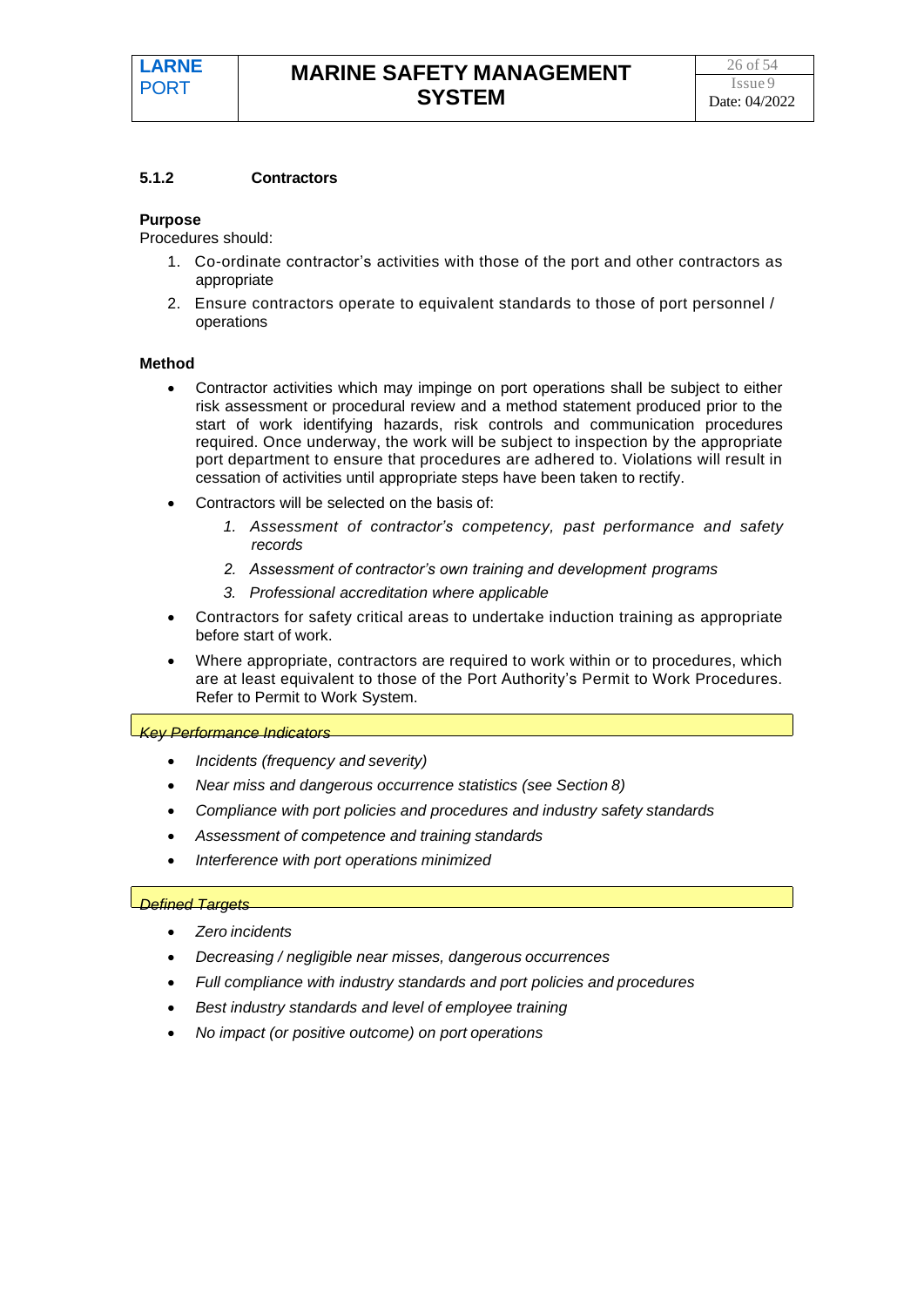### 5.1.2 Contractors

**Purpose**

Procedures should:

1. Co-ordinate contractor's activities with those of the port and other contractors as appropriate
2. Ensure contractors operate to equivalent standards to those of port personnel / operations

**Method**

- Contractor activities which may impinge on port operations shall be subject to either risk assessment or procedural review and a method statement produced prior to the start of work identifying hazards, risk controls and communication procedures required. Once underway, the work will be subject to inspection by the appropriate port department to ensure that procedures are adhered to. Violations will result in cessation of activities until appropriate steps have been taken to rectify.
- Contractors will be selected on the basis of:
    1. *Assessment of contractor's competency, past performance and safety records*
    2. *Assessment of contractor's own training and development programs*
    3. *Professional accreditation where applicable*
- Contractors for safety critical areas to undertake induction training as appropriate before start of work.
- Where appropriate, contractors are required to work within or to procedures, which are at least equivalent to those of the Port Authority's Permit to Work Procedures. Refer to Permit to Work System.

*Key Performance Indicators*

- *Incidents (frequency and severity)*
- *Near miss and dangerous occurrence statistics (see Section 8)*
- *Compliance with port policies and procedures and industry safety standards*
- *Assessment of competence and training standards*
- *Interference with port operations minimized*

*Defined Targets*

- *Zero incidents*
- *Decreasing / negligible near misses, dangerous occurrences*
- *Full compliance with industry standards and port policies and procedures*
- *Best industry standards and level of employee training*
- *No impact (or positive outcome) on port operations*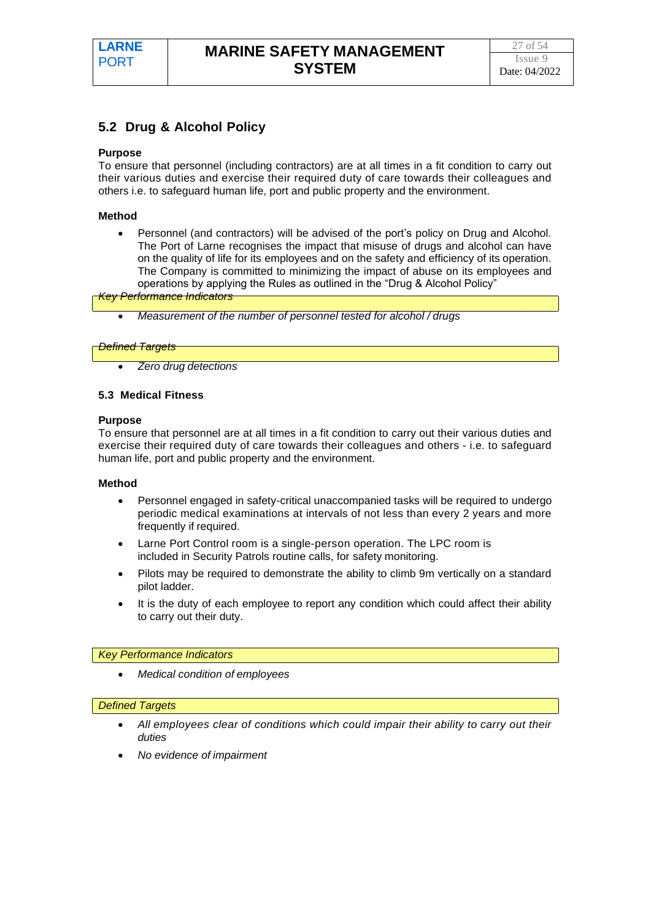## 5.2 Drug & Alcohol Policy

**Purpose**

To ensure that personnel (including contractors) are at all times in a fit condition to carry out their various duties and exercise their required duty of care towards their colleagues and others i.e. to safeguard human life, port and public property and the environment.

**Method**

- Personnel (and contractors) will be advised of the port's policy on Drug and Alcohol. The Port of Larne recognises the impact that misuse of drugs and alcohol can have on the quality of life for its employees and on the safety and efficiency of its operation. The Company is committed to minimizing the impact of abuse on its employees and operations by applying the Rules as outlined in the "Drug & Alcohol Policy"

*Key Performance Indicators*

- *Measurement of the number of personnel tested for alcohol / drugs*

*Defined Targets*

- *Zero drug detections*

### 5.3 Medical Fitness

**Purpose**

To ensure that personnel are at all times in a fit condition to carry out their various duties and exercise their required duty of care towards their colleagues and others - i.e. to safeguard human life, port and public property and the environment.

**Method**

- Personnel engaged in safety-critical unaccompanied tasks will be required to undergo periodic medical examinations at intervals of not less than every 2 years and more frequently if required.
- Larne Port Control room is a single-person operation. The LPC room is included in Security Patrols routine calls, for safety monitoring.
- Pilots may be required to demonstrate the ability to climb 9m vertically on a standard pilot ladder.
- It is the duty of each employee to report any condition which could affect their ability to carry out their duty.

*Key Performance Indicators*

- *Medical condition of employees*

*Defined Targets*

- *All employees clear of conditions which could impair their ability to carry out their duties*
- *No evidence of impairment*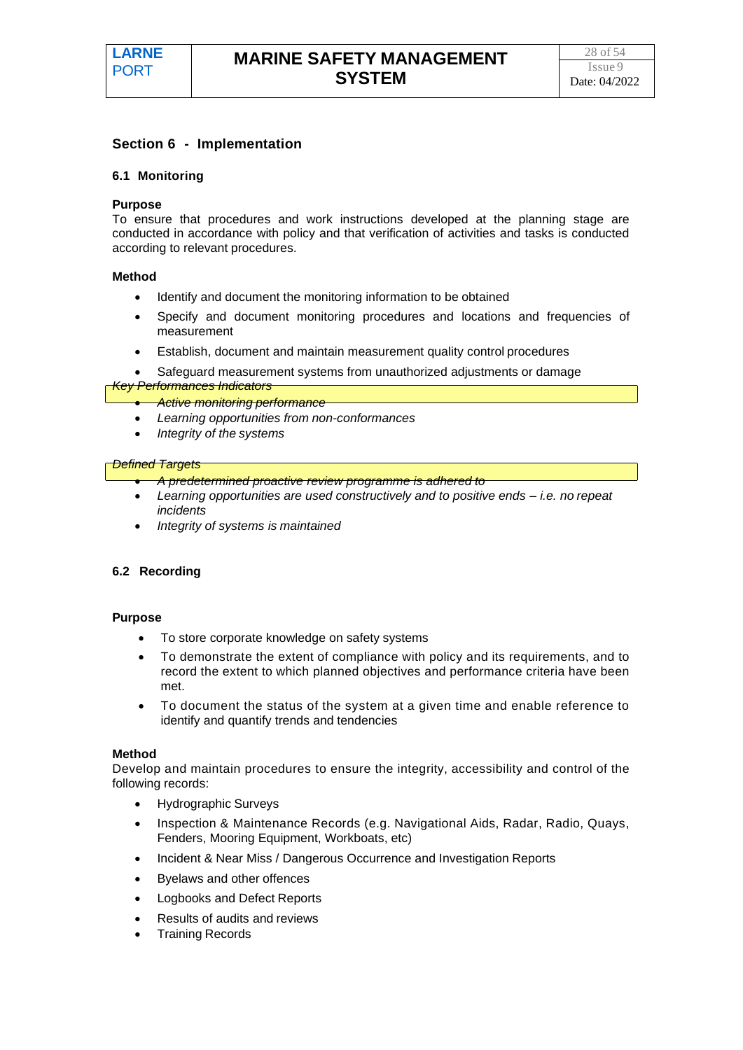## Section 6 - Implementation

### 6.1 Monitoring

**Purpose**
To ensure that procedures and work instructions developed at the planning stage are conducted in accordance with policy and that verification of activities and tasks is conducted according to relevant procedures.

**Method**

- Identify and document the monitoring information to be obtained
- Specify and document monitoring procedures and locations and frequencies of measurement
- Establish, document and maintain measurement quality control procedures
- Safeguard measurement systems from unauthorized adjustments or damage

*Key Performances Indicators*

- *Active monitoring performance*
- *Learning opportunities from non-conformances*
- *Integrity of the systems*

*Defined Targets*

- *A predetermined proactive review programme is adhered to*
- *Learning opportunities are used constructively and to positive ends – i.e. no repeat incidents*
- *Integrity of systems is maintained*

### 6.2 Recording

**Purpose**

- To store corporate knowledge on safety systems
- To demonstrate the extent of compliance with policy and its requirements, and to record the extent to which planned objectives and performance criteria have been met.
- To document the status of the system at a given time and enable reference to identify and quantify trends and tendencies

**Method**
Develop and maintain procedures to ensure the integrity, accessibility and control of the following records:

- Hydrographic Surveys
- Inspection & Maintenance Records (e.g. Navigational Aids, Radar, Radio, Quays, Fenders, Mooring Equipment, Workboats, etc)
- Incident & Near Miss / Dangerous Occurrence and Investigation Reports
- Byelaws and other offences
- Logbooks and Defect Reports
- Results of audits and reviews
- Training Records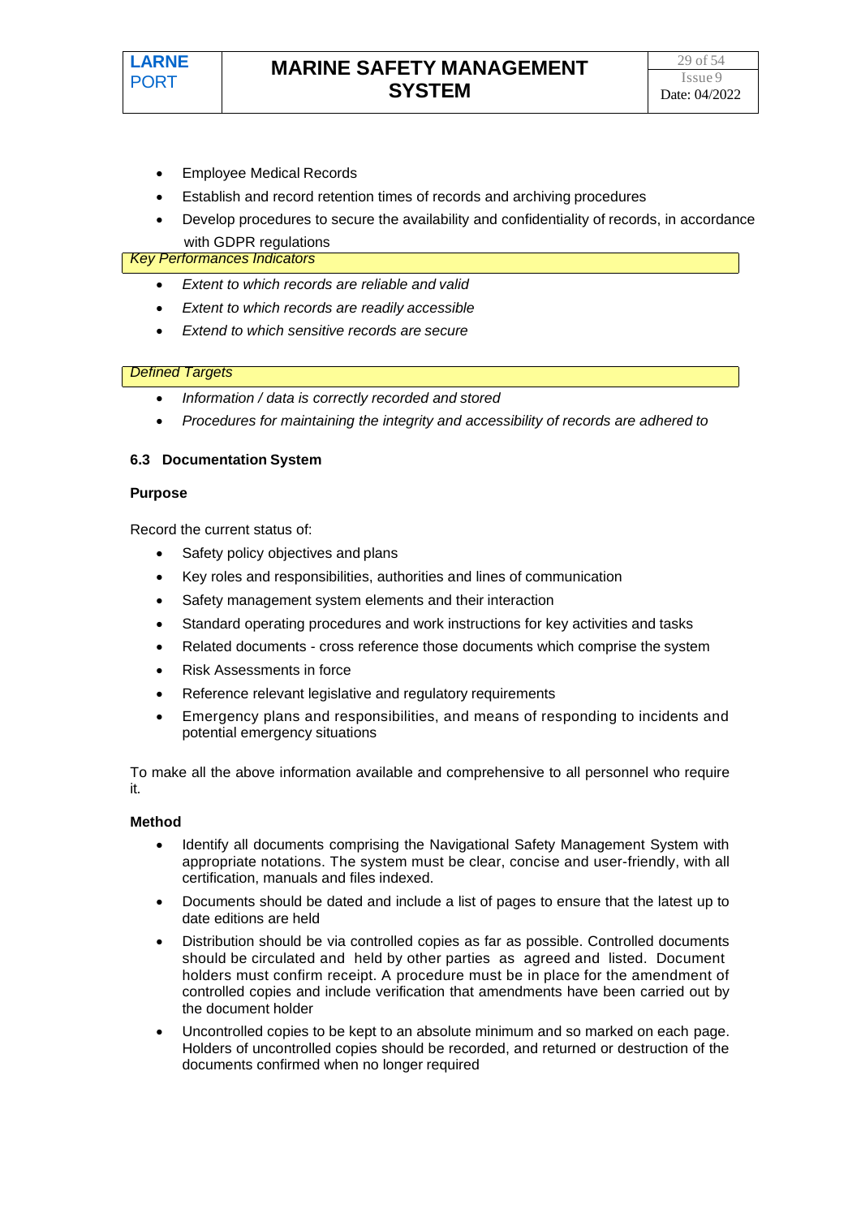- Employee Medical Records
- Establish and record retention times of records and archiving procedures
- Develop procedures to secure the availability and confidentiality of records, in accordance with GDPR regulations

*Key Performances Indicators*

- *Extent to which records are reliable and valid*
- *Extent to which records are readily accessible*
- *Extend to which sensitive records are secure*

*Defined Targets*

- *Information / data is correctly recorded and stored*
- *Procedures for maintaining the integrity and accessibility of records are adhered to*

### 6.3 Documentation System

**Purpose**

Record the current status of:

- Safety policy objectives and plans
- Key roles and responsibilities, authorities and lines of communication
- Safety management system elements and their interaction
- Standard operating procedures and work instructions for key activities and tasks
- Related documents - cross reference those documents which comprise the system
- Risk Assessments in force
- Reference relevant legislative and regulatory requirements
- Emergency plans and responsibilities, and means of responding to incidents and potential emergency situations

To make all the above information available and comprehensive to all personnel who require it.

**Method**

- Identify all documents comprising the Navigational Safety Management System with appropriate notations. The system must be clear, concise and user-friendly, with all certification, manuals and files indexed.
- Documents should be dated and include a list of pages to ensure that the latest up to date editions are held
- Distribution should be via controlled copies as far as possible. Controlled documents should be circulated and held by other parties as agreed and listed. Document holders must confirm receipt. A procedure must be in place for the amendment of controlled copies and include verification that amendments have been carried out by the document holder
- Uncontrolled copies to be kept to an absolute minimum and so marked on each page. Holders of uncontrolled copies should be recorded, and returned or destruction of the documents confirmed when no longer required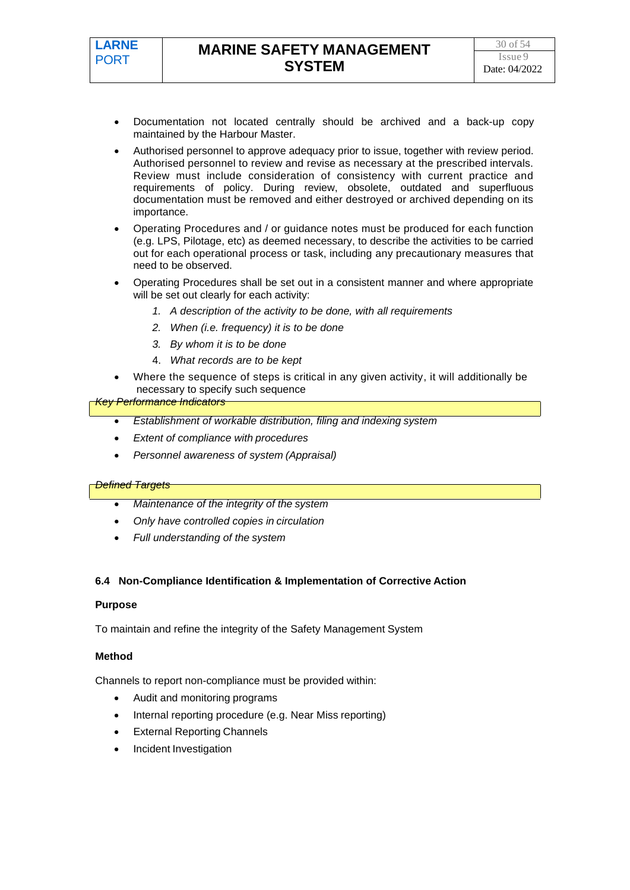- Documentation not located centrally should be archived and a back-up copy maintained by the Harbour Master.
- Authorised personnel to approve adequacy prior to issue, together with review period. Authorised personnel to review and revise as necessary at the prescribed intervals. Review must include consideration of consistency with current practice and requirements of policy. During review, obsolete, outdated and superfluous documentation must be removed and either destroyed or archived depending on its importance.
- Operating Procedures and / or guidance notes must be produced for each function (e.g. LPS, Pilotage, etc) as deemed necessary, to describe the activities to be carried out for each operational process or task, including any precautionary measures that need to be observed.
- Operating Procedures shall be set out in a consistent manner and where appropriate will be set out clearly for each activity:
  1. *A description of the activity to be done, with all requirements*
  2. *When (i.e. frequency) it is to be done*
  3. *By whom it is to be done*
  4. *What records are to be kept*
- Where the sequence of steps is critical in any given activity, it will additionally be necessary to specify such sequence

*Key Performance Indicators*

- *Establishment of workable distribution, filing and indexing system*
- *Extent of compliance with procedures*
- *Personnel awareness of system (Appraisal)*

*Defined Targets*

- *Maintenance of the integrity of the system*
- *Only have controlled copies in circulation*
- *Full understanding of the system*

### 6.4 Non-Compliance Identification & Implementation of Corrective Action

**Purpose**

To maintain and refine the integrity of the Safety Management System

**Method**

Channels to report non-compliance must be provided within:

- Audit and monitoring programs
- Internal reporting procedure (e.g. Near Miss reporting)
- External Reporting Channels
- Incident Investigation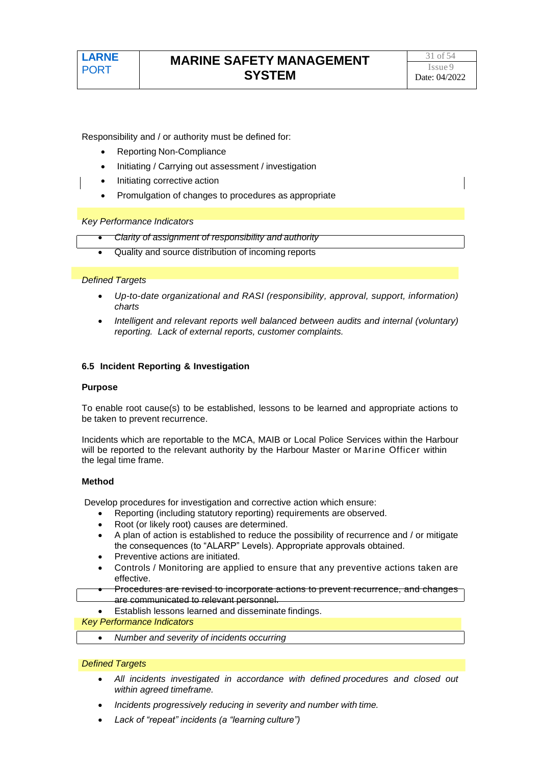Responsibility and / or authority must be defined for:

- Reporting Non-Compliance
- Initiating / Carrying out assessment / investigation
- Initiating corrective action
- Promulgation of changes to procedures as appropriate

*Key Performance Indicators*

- ~~*Clarity of assignment of responsibility and authority*~~
- Quality and source distribution of incoming reports

*Defined Targets*

- *Up-to-date organizational and RASI (responsibility, approval, support, information) charts*
- *Intelligent and relevant reports well balanced between audits and internal (voluntary) reporting. Lack of external reports, customer complaints.*

### 6.5 Incident Reporting & Investigation

**Purpose**

To enable root cause(s) to be established, lessons to be learned and appropriate actions to be taken to prevent recurrence.

Incidents which are reportable to the MCA, MAIB or Local Police Services within the Harbour will be reported to the relevant authority by the Harbour Master or Marine Officer within the legal time frame.

**Method**

Develop procedures for investigation and corrective action which ensure:

- Reporting (including statutory reporting) requirements are observed.
- Root (or likely root) causes are determined.
- A plan of action is established to reduce the possibility of recurrence and / or mitigate the consequences (to "ALARP" Levels). Appropriate approvals obtained.
- Preventive actions are initiated.
- Controls / Monitoring are applied to ensure that any preventive actions taken are effective.
- ~~Procedures are revised to incorporate actions to prevent recurrence, and changes are communicated to relevant personnel.~~
- Establish lessons learned and disseminate findings.

*Key Performance Indicators*

- *Number and severity of incidents occurring*

*Defined Targets*

- *All incidents investigated in accordance with defined procedures and closed out within agreed timeframe.*
- *Incidents progressively reducing in severity and number with time.*
- *Lack of "repeat" incidents (a "learning culture")*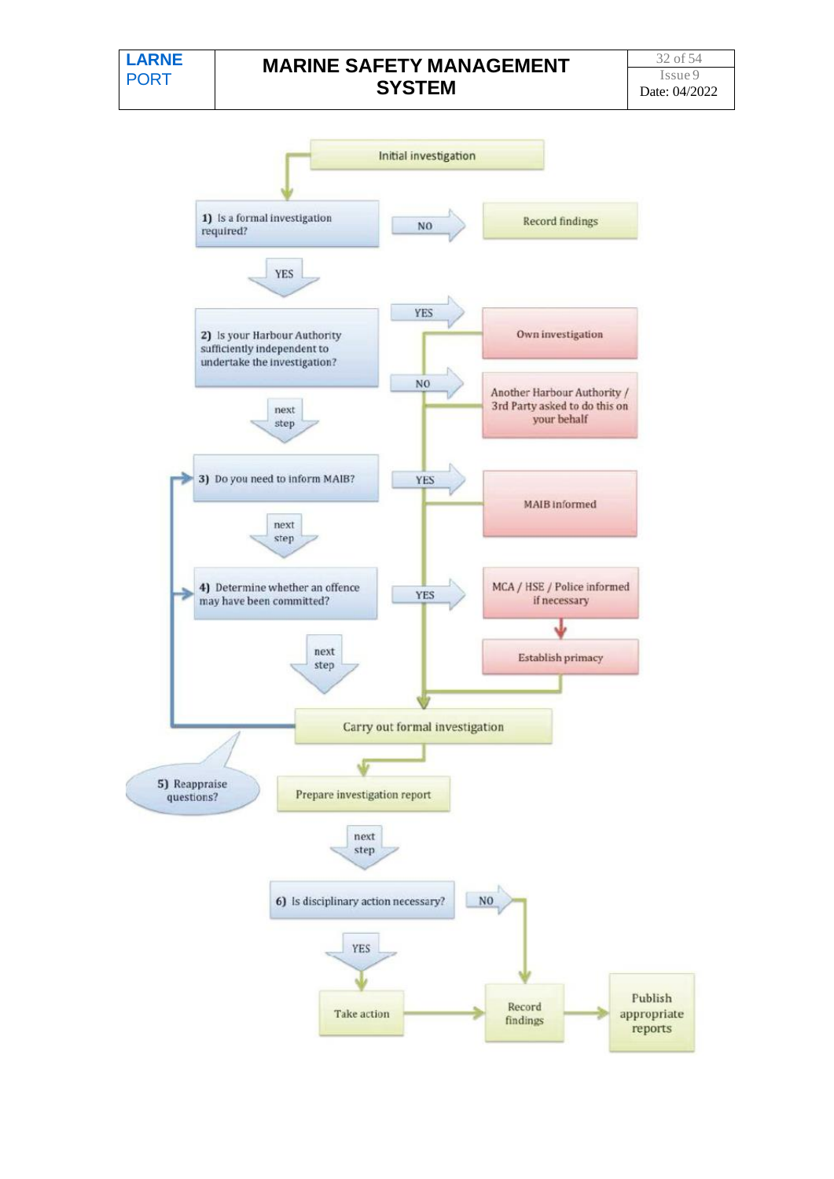Initial investigation

1) Is a formal investigation required?

- NO → Record findings
- YES ↓

2) Is your Harbour Authority sufficiently independent to undertake the investigation?

- YES → Own investigation
- NO → Another Harbour Authority / 3rd Party asked to do this on your behalf
- next step ↓

3) Do you need to inform MAIB?

- YES → MAIB informed
- next step ↓

4) Determine whether an offence may have been committed?

- YES → MCA / HSE / Police informed if necessary → Establish primacy
- next step ↓

Carry out formal investigation

5) Reappraise questions?

Prepare investigation report

next step ↓

6) Is disciplinary action necessary?

- NO → Record findings
- YES → Take action → Record findings

Record findings → Publish appropriate reports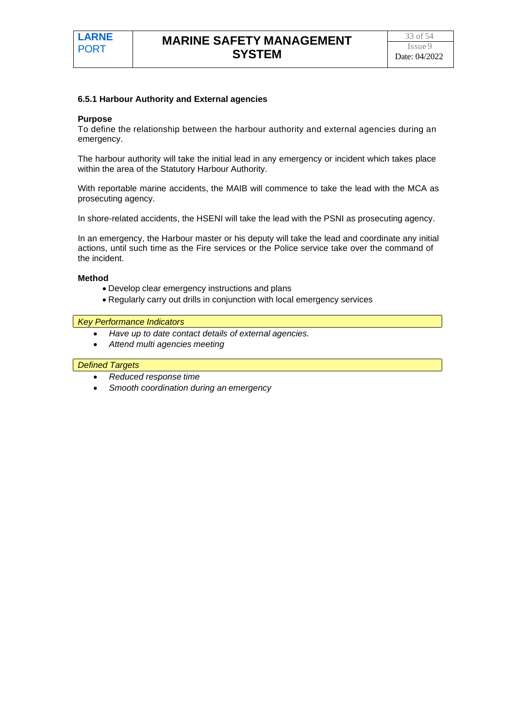### 6.5.1 Harbour Authority and External agencies

**Purpose**

To define the relationship between the harbour authority and external agencies during an emergency.

The harbour authority will take the initial lead in any emergency or incident which takes place within the area of the Statutory Harbour Authority.

With reportable marine accidents, the MAIB will commence to take the lead with the MCA as prosecuting agency.

In shore-related accidents, the HSENI will take the lead with the PSNI as prosecuting agency.

In an emergency, the Harbour master or his deputy will take the lead and coordinate any initial actions, until such time as the Fire services or the Police service take over the command of the incident.

**Method**

- Develop clear emergency instructions and plans
- Regularly carry out drills in conjunction with local emergency services

*Key Performance Indicators*

- *Have up to date contact details of external agencies.*
- *Attend multi agencies meeting*

*Defined Targets*

- *Reduced response time*
- *Smooth coordination during an emergency*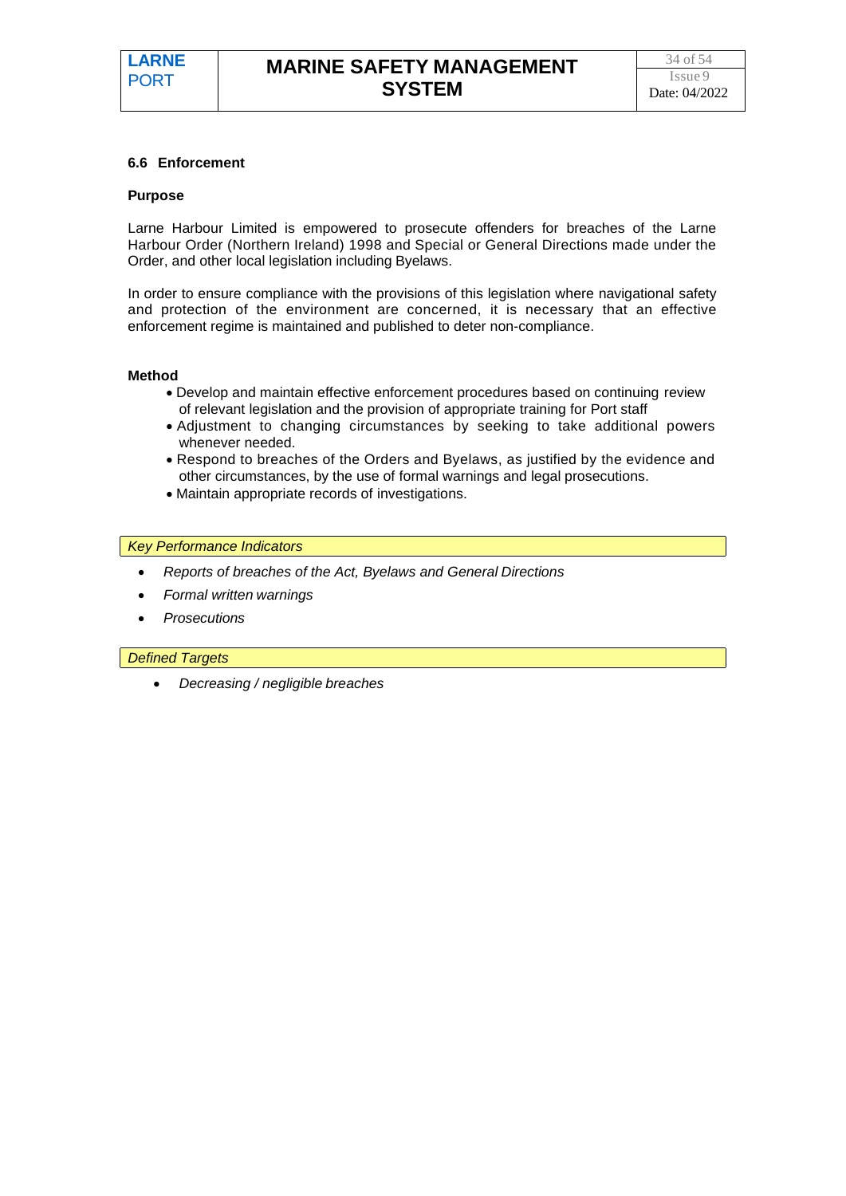### 6.6 Enforcement

**Purpose**

Larne Harbour Limited is empowered to prosecute offenders for breaches of the Larne Harbour Order (Northern Ireland) 1998 and Special or General Directions made under the Order, and other local legislation including Byelaws.

In order to ensure compliance with the provisions of this legislation where navigational safety and protection of the environment are concerned, it is necessary that an effective enforcement regime is maintained and published to deter non-compliance.

**Method**

- Develop and maintain effective enforcement procedures based on continuing review of relevant legislation and the provision of appropriate training for Port staff
- Adjustment to changing circumstances by seeking to take additional powers whenever needed.
- Respond to breaches of the Orders and Byelaws, as justified by the evidence and other circumstances, by the use of formal warnings and legal prosecutions.
- Maintain appropriate records of investigations.

*Key Performance Indicators*

- *Reports of breaches of the Act, Byelaws and General Directions*
- *Formal written warnings*
- *Prosecutions*

*Defined Targets*

- *Decreasing / negligible breaches*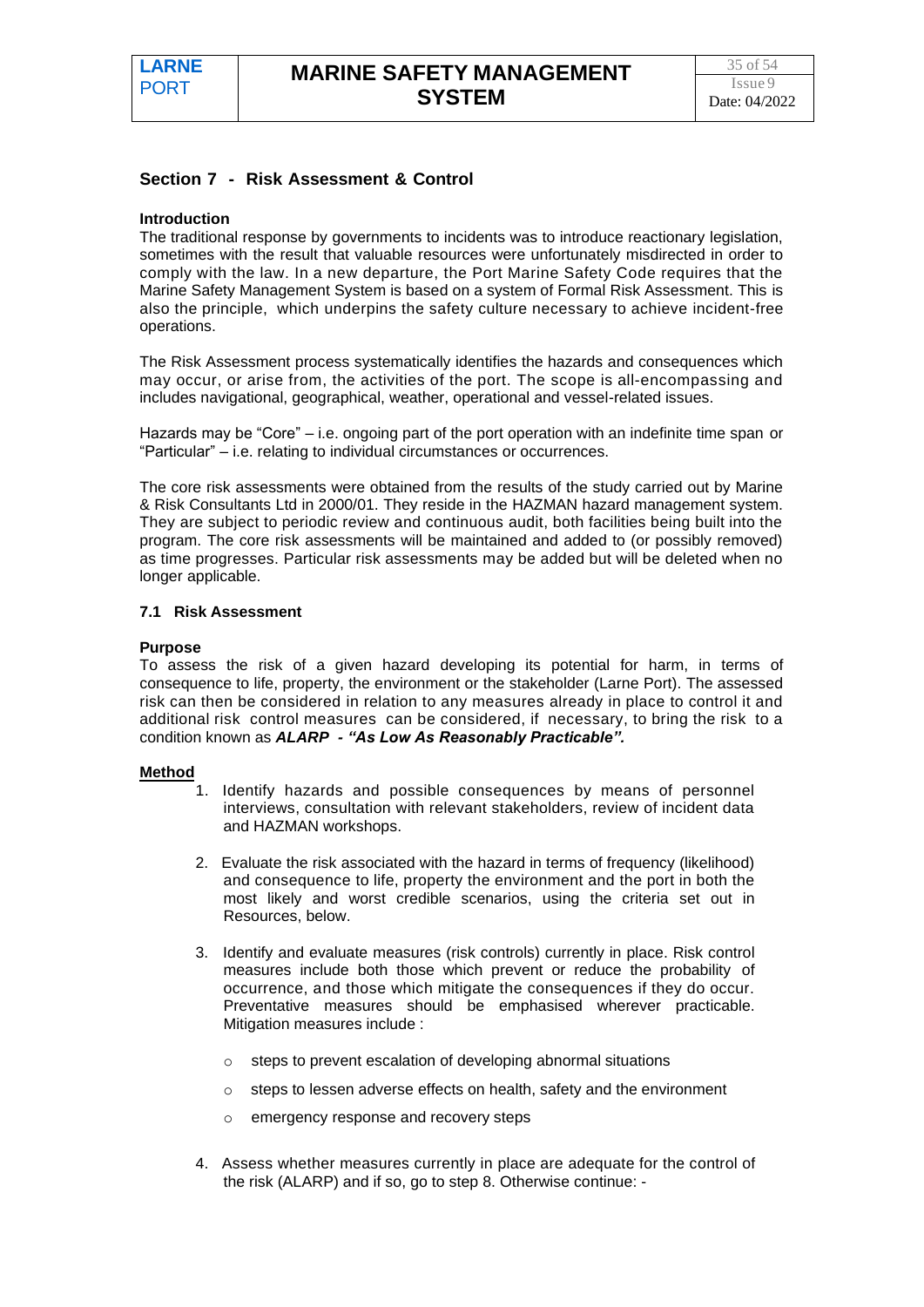## Section 7 - Risk Assessment & Control

**Introduction**

The traditional response by governments to incidents was to introduce reactionary legislation, sometimes with the result that valuable resources were unfortunately misdirected in order to comply with the law. In a new departure, the Port Marine Safety Code requires that the Marine Safety Management System is based on a system of Formal Risk Assessment. This is also the principle, which underpins the safety culture necessary to achieve incident-free operations.

The Risk Assessment process systematically identifies the hazards and consequences which may occur, or arise from, the activities of the port. The scope is all-encompassing and includes navigational, geographical, weather, operational and vessel-related issues.

Hazards may be "Core" – i.e. ongoing part of the port operation with an indefinite time span or "Particular" – i.e. relating to individual circumstances or occurrences.

The core risk assessments were obtained from the results of the study carried out by Marine & Risk Consultants Ltd in 2000/01. They reside in the HAZMAN hazard management system. They are subject to periodic review and continuous audit, both facilities being built into the program. The core risk assessments will be maintained and added to (or possibly removed) as time progresses. Particular risk assessments may be added but will be deleted when no longer applicable.

### 7.1 Risk Assessment

**Purpose**

To assess the risk of a given hazard developing its potential for harm, in terms of consequence to life, property, the environment or the stakeholder (Larne Port). The assessed risk can then be considered in relation to any measures already in place to control it and additional risk control measures can be considered, if necessary, to bring the risk to a condition known as ***ALARP - "As Low As Reasonably Practicable".***

**Method**

1. Identify hazards and possible consequences by means of personnel interviews, consultation with relevant stakeholders, review of incident data and HAZMAN workshops.

2. Evaluate the risk associated with the hazard in terms of frequency (likelihood) and consequence to life, property the environment and the port in both the most likely and worst credible scenarios, using the criteria set out in Resources, below.

3. Identify and evaluate measures (risk controls) currently in place. Risk control measures include both those which prevent or reduce the probability of occurrence, and those which mitigate the consequences if they do occur. Preventative measures should be emphasised wherever practicable. Mitigation measures include :

   - steps to prevent escalation of developing abnormal situations
   - steps to lessen adverse effects on health, safety and the environment
   - emergency response and recovery steps

4. Assess whether measures currently in place are adequate for the control of the risk (ALARP) and if so, go to step 8. Otherwise continue: -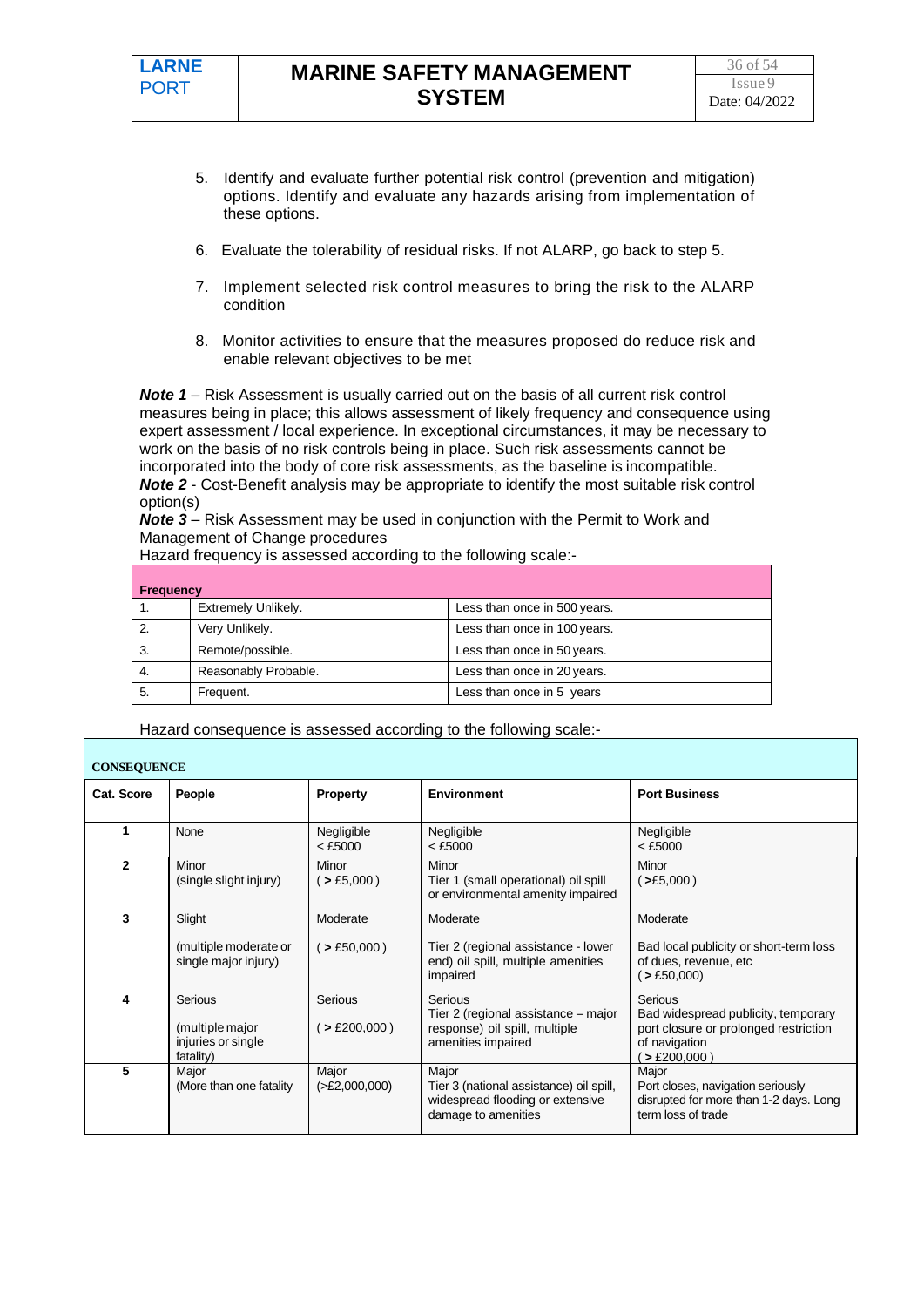5. Identify and evaluate further potential risk control (prevention and mitigation) options. Identify and evaluate any hazards arising from implementation of these options.

6. Evaluate the tolerability of residual risks. If not ALARP, go back to step 5.

7. Implement selected risk control measures to bring the risk to the ALARP condition

8. Monitor activities to ensure that the measures proposed do reduce risk and enable relevant objectives to be met

***Note 1*** – Risk Assessment is usually carried out on the basis of all current risk control measures being in place; this allows assessment of likely frequency and consequence using expert assessment / local experience. In exceptional circumstances, it may be necessary to work on the basis of no risk controls being in place. Such risk assessments cannot be incorporated into the body of core risk assessments, as the baseline is incompatible.
***Note 2*** - Cost-Benefit analysis may be appropriate to identify the most suitable risk control option(s)
***Note 3*** – Risk Assessment may be used in conjunction with the Permit to Work and Management of Change procedures
Hazard frequency is assessed according to the following scale:-

| **Frequency** | | |
|---|---|---|
| 1. | Extremely Unlikely. | Less than once in 500 years. |
| 2. | Very Unlikely. | Less than once in 100 years. |
| 3. | Remote/possible. | Less than once in 50 years. |
| 4. | Reasonably Probable. | Less than once in 20 years. |
| 5. | Frequent. | Less than once in 5 years |

Hazard consequence is assessed according to the following scale:-

| **CONSEQUENCE** | | | | |
|---|---|---|---|---|
| **Cat. Score** | **People** | **Property** | **Environment** | **Port Business** |
| **1** | None | Negligible < £5000 | Negligible < £5000 | Negligible < £5000 |
| **2** | Minor (single slight injury) | Minor ( > £5,000 ) | Minor Tier 1 (small operational) oil spill or environmental amenity impaired | Minor ( >£5,000 ) |
| **3** | Slight (multiple moderate or single major injury) | Moderate ( > £50,000 ) | Moderate Tier 2 (regional assistance - lower end) oil spill, multiple amenities impaired | Moderate Bad local publicity or short-term loss of dues, revenue, etc ( > £50,000) |
| **4** | Serious (multiple major injuries or single fatality) | Serious ( > £200,000 ) | Serious Tier 2 (regional assistance – major response) oil spill, multiple amenities impaired | Serious Bad widespread publicity, temporary port closure or prolonged restriction of navigation ( > £200,000 ) |
| **5** | Major (More than one fatality | Major (>£2,000,000) | Major Tier 3 (national assistance) oil spill, widespread flooding or extensive damage to amenities | Major Port closes, navigation seriously disrupted for more than 1-2 days. Long term loss of trade |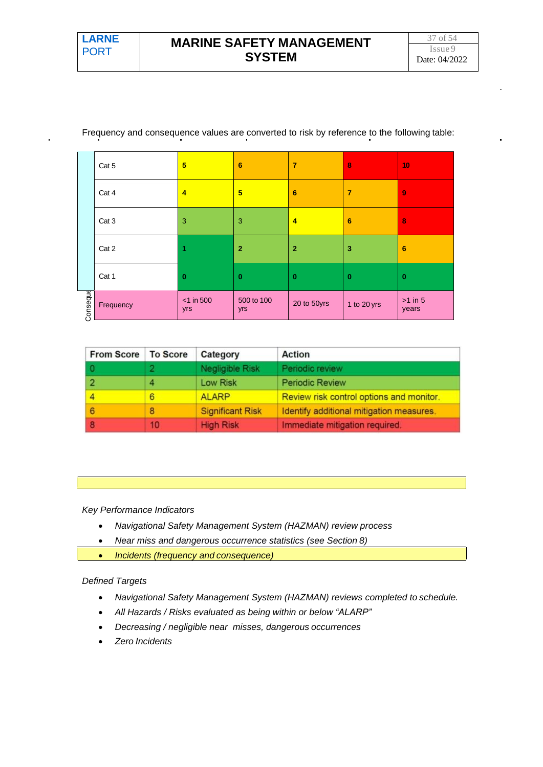Frequency and consequence values are converted to risk by reference to the following table:

| Consequence | | | | | |
|---|---|---|---|---|---|
| Cat 5 | 5 | 6 | 7 | 8 | 10 |
| Cat 4 | 4 | 5 | 6 | 7 | 9 |
| Cat 3 | 3 | 3 | 4 | 6 | 8 |
| Cat 2 | 1 | 2 | 2 | 3 | 6 |
| Cat 1 | 0 | 0 | 0 | 0 | 0 |
| Frequency | <1 in 500 yrs | 500 to 100 yrs | 20 to 50yrs | 1 to 20 yrs | >1 in 5 years |

| From Score | To Score | Category | Action |
|---|---|---|---|
| 0 | 2 | Negligible Risk | Periodic review |
| 2 | 4 | Low Risk | Periodic Review |
| 4 | 6 | ALARP | Review risk control options and monitor. |
| 6 | 8 | Significant Risk | Identify additional mitigation measures. |
| 8 | 10 | High Risk | Immediate mitigation required. |

*Key Performance Indicators*

- *Navigational Safety Management System (HAZMAN) review process*
- *Near miss and dangerous occurrence statistics (see Section 8)*
- *Incidents (frequency and consequence)*

*Defined Targets*

- *Navigational Safety Management System (HAZMAN) reviews completed to schedule.*
- *All Hazards / Risks evaluated as being within or below "ALARP"*
- *Decreasing / negligible near misses, dangerous occurrences*
- *Zero Incidents*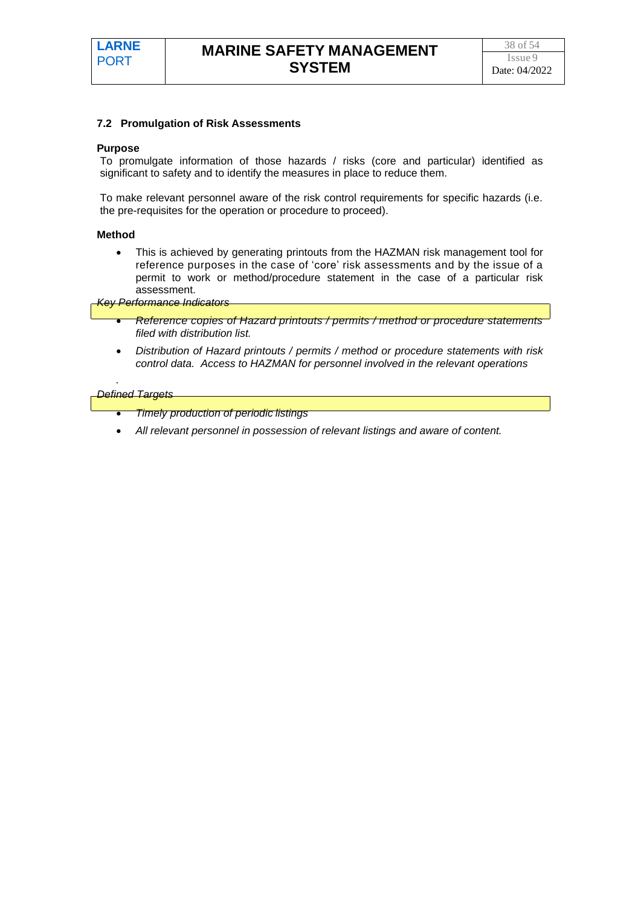## 7.2 Promulgation of Risk Assessments

**Purpose**

To promulgate information of those hazards / risks (core and particular) identified as significant to safety and to identify the measures in place to reduce them.

To make relevant personnel aware of the risk control requirements for specific hazards (i.e. the pre-requisites for the operation or procedure to proceed).

**Method**

- This is achieved by generating printouts from the HAZMAN risk management tool for reference purposes in the case of 'core' risk assessments and by the issue of a permit to work or method/procedure statement in the case of a particular risk assessment.

*Key Performance Indicators*

- *Reference copies of Hazard printouts / permits / method or procedure statements filed with distribution list.*
- *Distribution of Hazard printouts / permits / method or procedure statements with risk control data. Access to HAZMAN for personnel involved in the relevant operations*

*Defined Targets*

- *Timely production of periodic listings*
- *All relevant personnel in possession of relevant listings and aware of content.*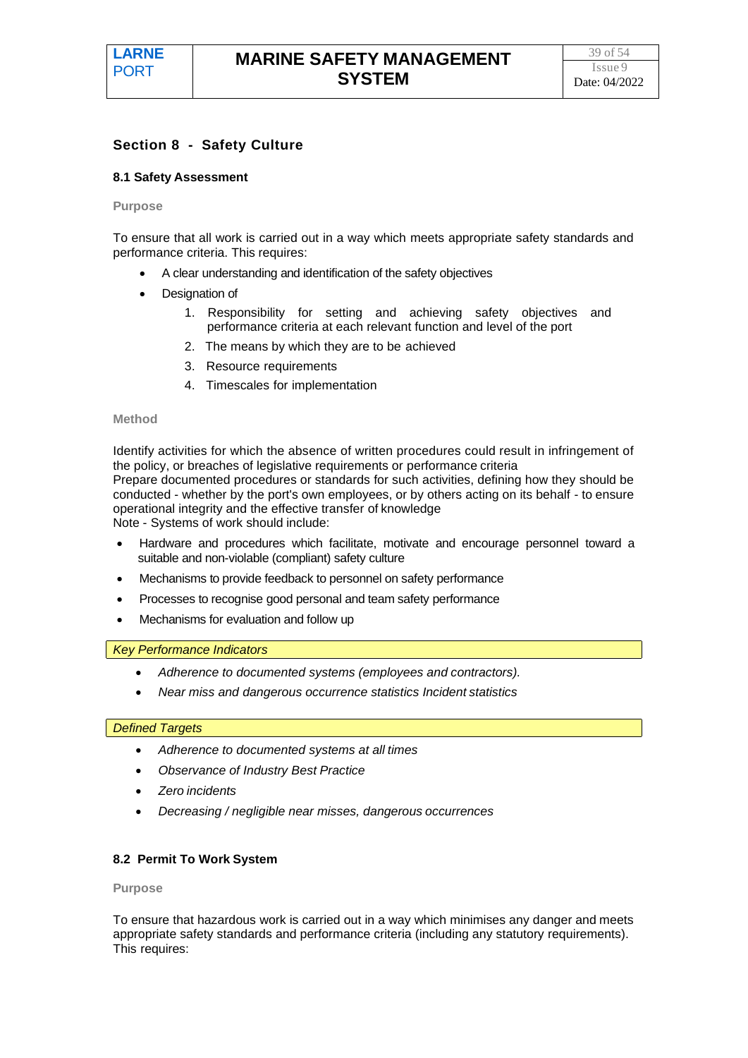## Section 8 - Safety Culture

### 8.1 Safety Assessment

**Purpose**

To ensure that all work is carried out in a way which meets appropriate safety standards and performance criteria. This requires:

- A clear understanding and identification of the safety objectives
- Designation of
    1. Responsibility for setting and achieving safety objectives and performance criteria at each relevant function and level of the port
    2. The means by which they are to be achieved
    3. Resource requirements
    4. Timescales for implementation

**Method**

Identify activities for which the absence of written procedures could result in infringement of the policy, or breaches of legislative requirements or performance criteria
Prepare documented procedures or standards for such activities, defining how they should be conducted - whether by the port's own employees, or by others acting on its behalf - to ensure operational integrity and the effective transfer of knowledge
Note - Systems of work should include:

- Hardware and procedures which facilitate, motivate and encourage personnel toward a suitable and non-violable (compliant) safety culture
- Mechanisms to provide feedback to personnel on safety performance
- Processes to recognise good personal and team safety performance
- Mechanisms for evaluation and follow up

*Key Performance Indicators*

- *Adherence to documented systems (employees and contractors).*
- *Near miss and dangerous occurrence statistics Incident statistics*

*Defined Targets*

- *Adherence to documented systems at all times*
- *Observance of Industry Best Practice*
- *Zero incidents*
- *Decreasing / negligible near misses, dangerous occurrences*

### 8.2 Permit To Work System

**Purpose**

To ensure that hazardous work is carried out in a way which minimises any danger and meets appropriate safety standards and performance criteria (including any statutory requirements). This requires: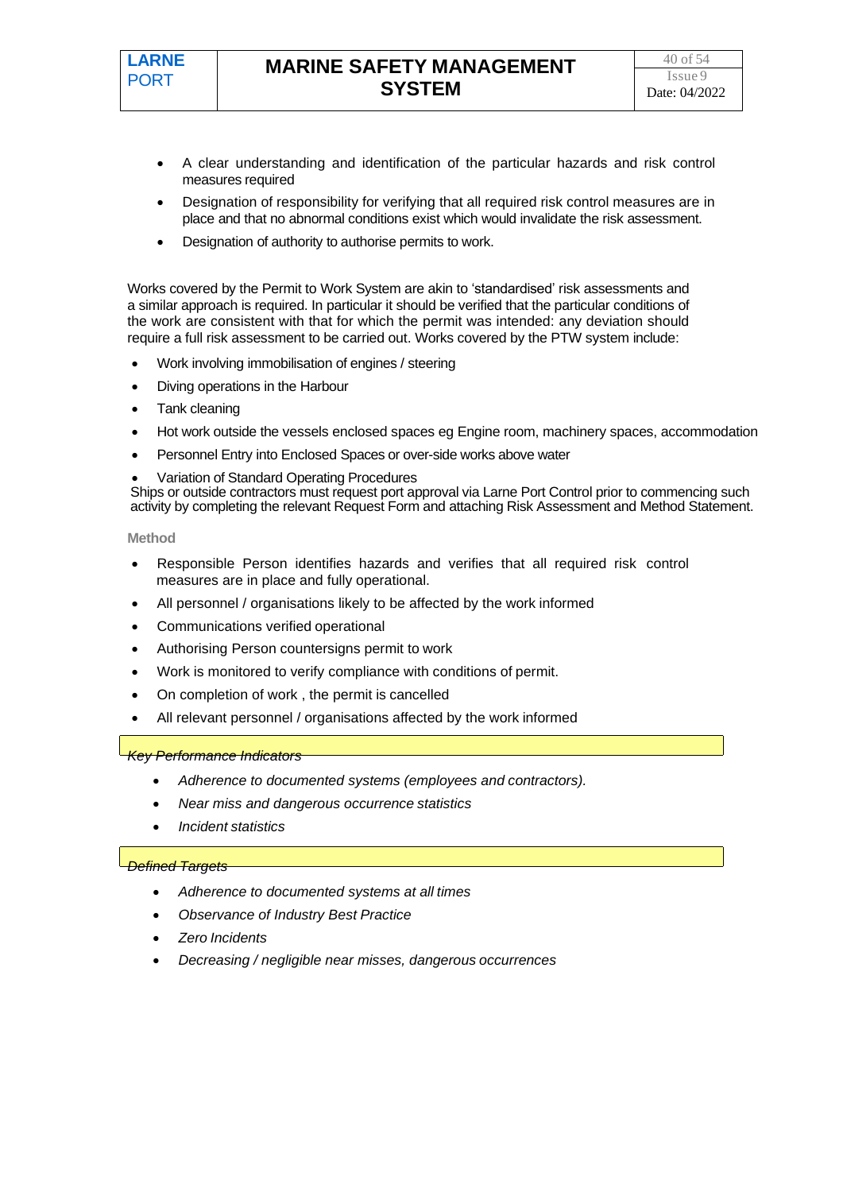- A clear understanding and identification of the particular hazards and risk control measures required
- Designation of responsibility for verifying that all required risk control measures are in place and that no abnormal conditions exist which would invalidate the risk assessment.
- Designation of authority to authorise permits to work.

Works covered by the Permit to Work System are akin to 'standardised' risk assessments and a similar approach is required. In particular it should be verified that the particular conditions of the work are consistent with that for which the permit was intended: any deviation should require a full risk assessment to be carried out. Works covered by the PTW system include:

- Work involving immobilisation of engines / steering
- Diving operations in the Harbour
- Tank cleaning
- Hot work outside the vessels enclosed spaces eg Engine room, machinery spaces, accommodation
- Personnel Entry into Enclosed Spaces or over-side works above water
- Variation of Standard Operating Procedures

Ships or outside contractors must request port approval via Larne Port Control prior to commencing such activity by completing the relevant Request Form and attaching Risk Assessment and Method Statement.

**Method**

- Responsible Person identifies hazards and verifies that all required risk control measures are in place and fully operational.
- All personnel / organisations likely to be affected by the work informed
- Communications verified operational
- Authorising Person countersigns permit to work
- Work is monitored to verify compliance with conditions of permit.
- On completion of work , the permit is cancelled
- All relevant personnel / organisations affected by the work informed

*Key Performance Indicators*

- *Adherence to documented systems (employees and contractors).*
- *Near miss and dangerous occurrence statistics*
- *Incident statistics*

*Defined Targets*

- *Adherence to documented systems at all times*
- *Observance of Industry Best Practice*
- *Zero Incidents*
- *Decreasing / negligible near misses, dangerous occurrences*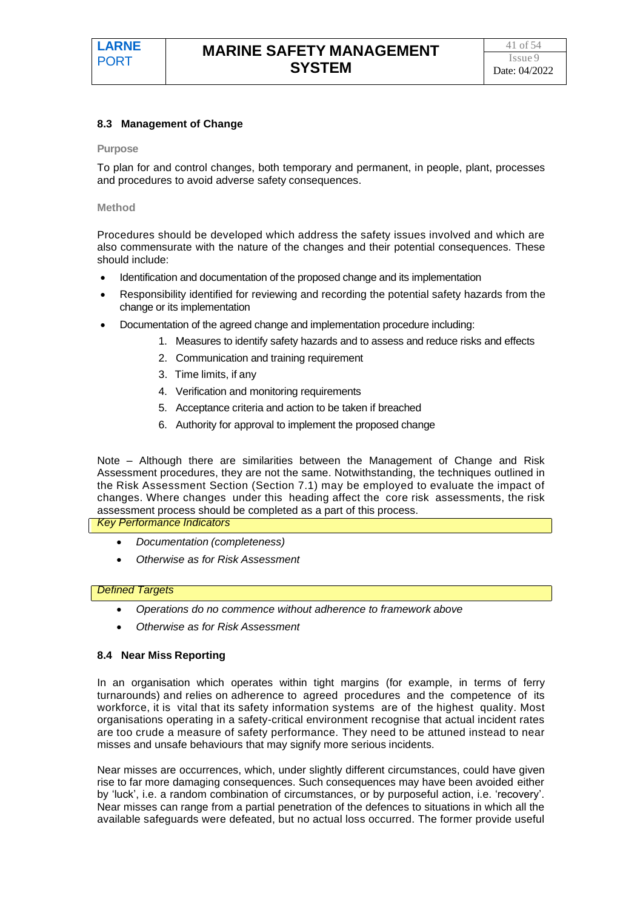### 8.3 Management of Change

**Purpose**

To plan for and control changes, both temporary and permanent, in people, plant, processes and procedures to avoid adverse safety consequences.

**Method**

Procedures should be developed which address the safety issues involved and which are also commensurate with the nature of the changes and their potential consequences. These should include:

- Identification and documentation of the proposed change and its implementation
- Responsibility identified for reviewing and recording the potential safety hazards from the change or its implementation
- Documentation of the agreed change and implementation procedure including:
    1. Measures to identify safety hazards and to assess and reduce risks and effects
    2. Communication and training requirement
    3. Time limits, if any
    4. Verification and monitoring requirements
    5. Acceptance criteria and action to be taken if breached
    6. Authority for approval to implement the proposed change

Note – Although there are similarities between the Management of Change and Risk Assessment procedures, they are not the same. Notwithstanding, the techniques outlined in the Risk Assessment Section (Section 7.1) may be employed to evaluate the impact of changes. Where changes under this heading affect the core risk assessments, the risk assessment process should be completed as a part of this process.

*Key Performance Indicators*

- *Documentation (completeness)*
- *Otherwise as for Risk Assessment*

*Defined Targets*

- *Operations do no commence without adherence to framework above*
- *Otherwise as for Risk Assessment*

### 8.4 Near Miss Reporting

In an organisation which operates within tight margins (for example, in terms of ferry turnarounds) and relies on adherence to agreed procedures and the competence of its workforce, it is vital that its safety information systems are of the highest quality. Most organisations operating in a safety-critical environment recognise that actual incident rates are too crude a measure of safety performance. They need to be attuned instead to near misses and unsafe behaviours that may signify more serious incidents.

Near misses are occurrences, which, under slightly different circumstances, could have given rise to far more damaging consequences. Such consequences may have been avoided either by 'luck', i.e. a random combination of circumstances, or by purposeful action, i.e. 'recovery'. Near misses can range from a partial penetration of the defences to situations in which all the available safeguards were defeated, but no actual loss occurred. The former provide useful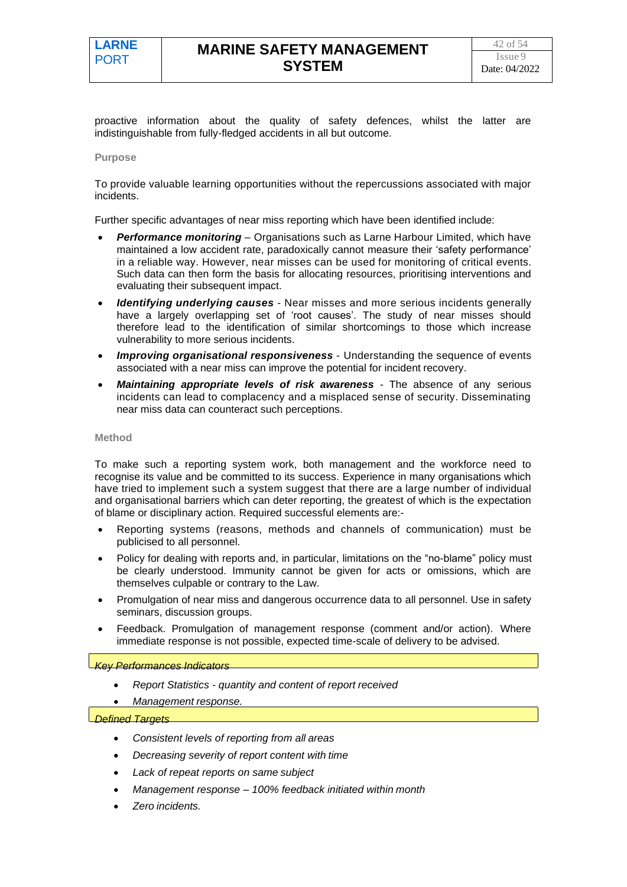proactive information about the quality of safety defences, whilst the latter are indistinguishable from fully-fledged accidents in all but outcome.

**Purpose**

To provide valuable learning opportunities without the repercussions associated with major incidents.

Further specific advantages of near miss reporting which have been identified include:

- ***Performance monitoring*** – Organisations such as Larne Harbour Limited, which have maintained a low accident rate, paradoxically cannot measure their 'safety performance' in a reliable way. However, near misses can be used for monitoring of critical events. Such data can then form the basis for allocating resources, prioritising interventions and evaluating their subsequent impact.
- ***Identifying underlying causes*** - Near misses and more serious incidents generally have a largely overlapping set of 'root causes'. The study of near misses should therefore lead to the identification of similar shortcomings to those which increase vulnerability to more serious incidents.
- ***Improving organisational responsiveness*** - Understanding the sequence of events associated with a near miss can improve the potential for incident recovery.
- ***Maintaining appropriate levels of risk awareness*** - The absence of any serious incidents can lead to complacency and a misplaced sense of security. Disseminating near miss data can counteract such perceptions.

**Method**

To make such a reporting system work, both management and the workforce need to recognise its value and be committed to its success. Experience in many organisations which have tried to implement such a system suggest that there are a large number of individual and organisational barriers which can deter reporting, the greatest of which is the expectation of blame or disciplinary action. Required successful elements are:-

- Reporting systems (reasons, methods and channels of communication) must be publicised to all personnel.
- Policy for dealing with reports and, in particular, limitations on the "no-blame" policy must be clearly understood. Immunity cannot be given for acts or omissions, which are themselves culpable or contrary to the Law.
- Promulgation of near miss and dangerous occurrence data to all personnel. Use in safety seminars, discussion groups.
- Feedback. Promulgation of management response (comment and/or action). Where immediate response is not possible, expected time-scale of delivery to be advised.

*Key Performances Indicators*

- *Report Statistics - quantity and content of report received*
- *Management response.*

*Defined Targets*

- *Consistent levels of reporting from all areas*
- *Decreasing severity of report content with time*
- *Lack of repeat reports on same subject*
- *Management response – 100% feedback initiated within month*
- *Zero incidents.*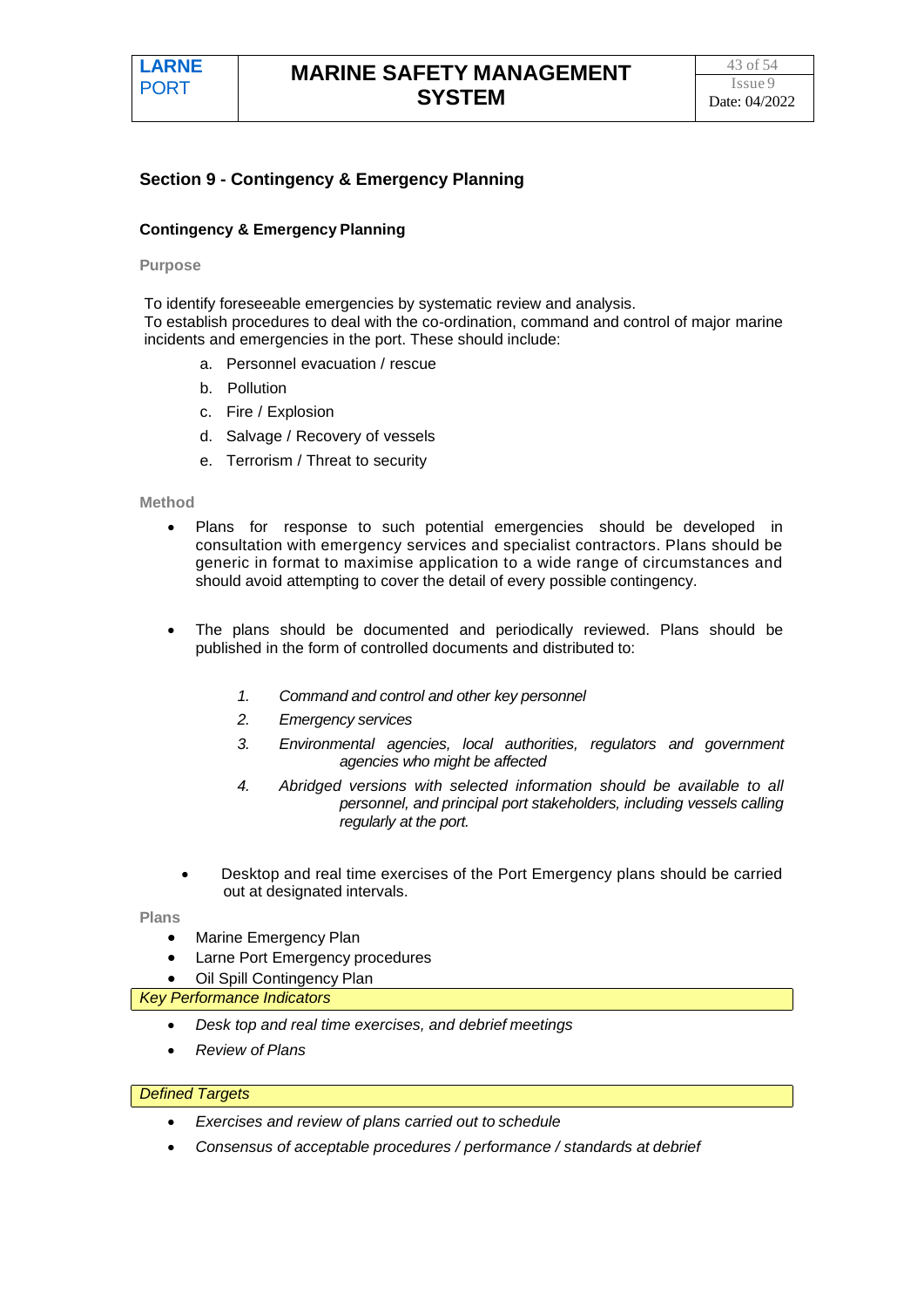## Section 9 - Contingency & Emergency Planning

### Contingency & Emergency Planning

**Purpose**

To identify foreseeable emergencies by systematic review and analysis.
To establish procedures to deal with the co-ordination, command and control of major marine incidents and emergencies in the port. These should include:

a. Personnel evacuation / rescue
b. Pollution
c. Fire / Explosion
d. Salvage / Recovery of vessels
e. Terrorism / Threat to security

**Method**

- Plans for response to such potential emergencies should be developed in consultation with emergency services and specialist contractors. Plans should be generic in format to maximise application to a wide range of circumstances and should avoid attempting to cover the detail of every possible contingency.

- The plans should be documented and periodically reviewed. Plans should be published in the form of controlled documents and distributed to:

  1. *Command and control and other key personnel*
  2. *Emergency services*
  3. *Environmental agencies, local authorities, regulators and government agencies who might be affected*
  4. *Abridged versions with selected information should be available to all personnel, and principal port stakeholders, including vessels calling regularly at the port.*

- Desktop and real time exercises of the Port Emergency plans should be carried out at designated intervals.

**Plans**

- Marine Emergency Plan
- Larne Port Emergency procedures
- Oil Spill Contingency Plan

*Key Performance Indicators*

- *Desk top and real time exercises, and debrief meetings*
- *Review of Plans*

*Defined Targets*

- *Exercises and review of plans carried out to schedule*
- *Consensus of acceptable procedures / performance / standards at debrief*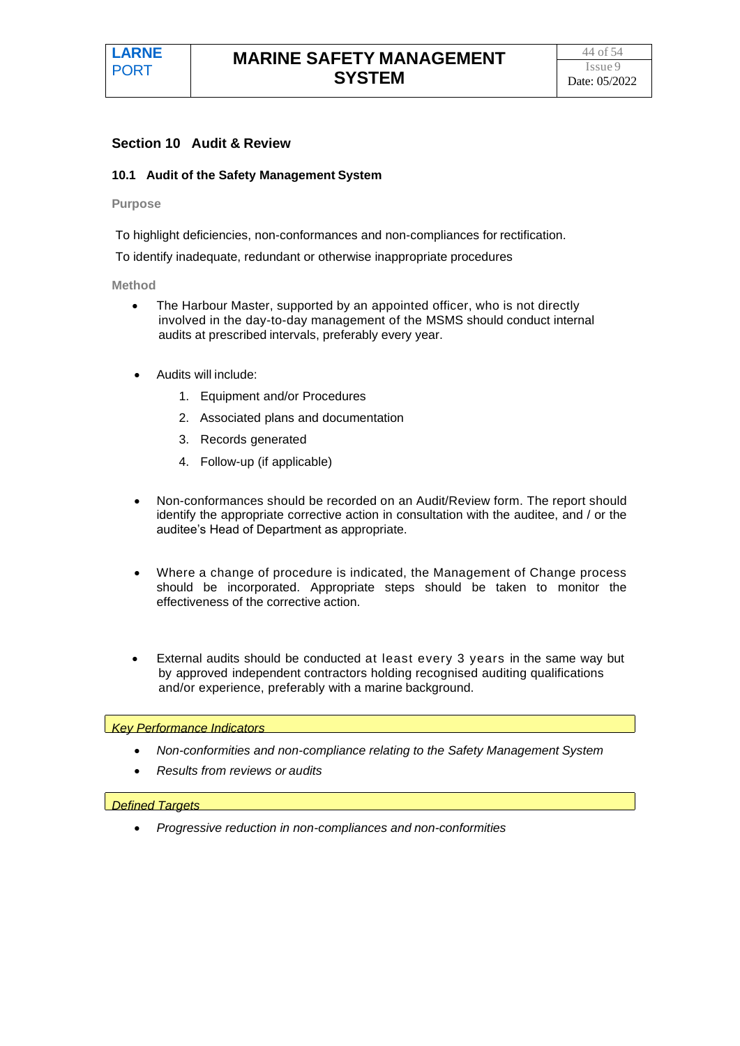## Section 10 Audit & Review

### 10.1 Audit of the Safety Management System

**Purpose**

To highlight deficiencies, non-conformances and non-compliances for rectification.

To identify inadequate, redundant or otherwise inappropriate procedures

**Method**

- The Harbour Master, supported by an appointed officer, who is not directly involved in the day-to-day management of the MSMS should conduct internal audits at prescribed intervals, preferably every year.
- Audits will include:
  1. Equipment and/or Procedures
  2. Associated plans and documentation
  3. Records generated
  4. Follow-up (if applicable)
- Non-conformances should be recorded on an Audit/Review form. The report should identify the appropriate corrective action in consultation with the auditee, and / or the auditee's Head of Department as appropriate.
- Where a change of procedure is indicated, the Management of Change process should be incorporated. Appropriate steps should be taken to monitor the effectiveness of the corrective action.
- External audits should be conducted at least every 3 years in the same way but by approved independent contractors holding recognised auditing qualifications and/or experience, preferably with a marine background.

*Key Performance Indicators*

- *Non-conformities and non-compliance relating to the Safety Management System*
- *Results from reviews or audits*

*Defined Targets*

- *Progressive reduction in non-compliances and non-conformities*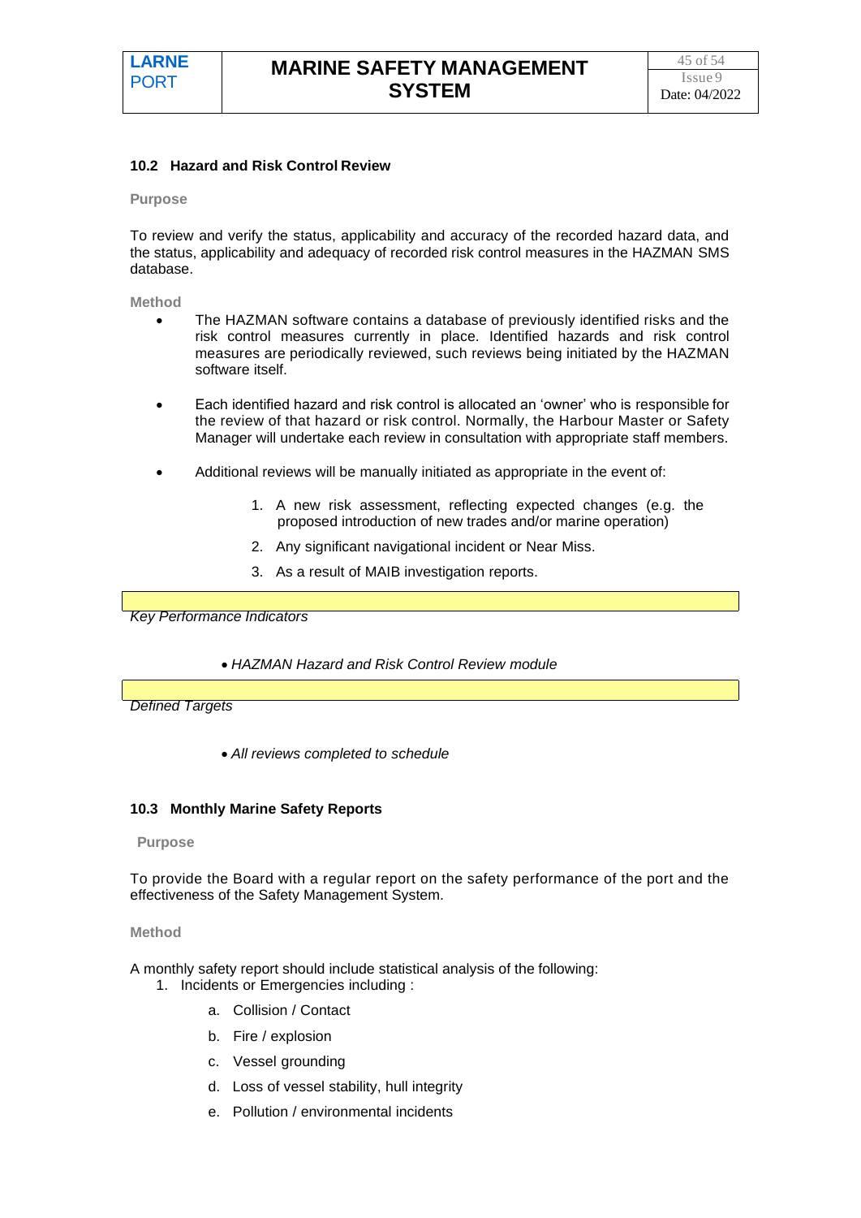### 10.2 Hazard and Risk Control Review

**Purpose**

To review and verify the status, applicability and accuracy of the recorded hazard data, and the status, applicability and adequacy of recorded risk control measures in the HAZMAN SMS database.

**Method**

- The HAZMAN software contains a database of previously identified risks and the risk control measures currently in place. Identified hazards and risk control measures are periodically reviewed, such reviews being initiated by the HAZMAN software itself.
- Each identified hazard and risk control is allocated an 'owner' who is responsible for the review of that hazard or risk control. Normally, the Harbour Master or Safety Manager will undertake each review in consultation with appropriate staff members.
- Additional reviews will be manually initiated as appropriate in the event of:
  1. A new risk assessment, reflecting expected changes (e.g. the proposed introduction of new trades and/or marine operation)
  2. Any significant navigational incident or Near Miss.
  3. As a result of MAIB investigation reports.

*Key Performance Indicators*

- *HAZMAN Hazard and Risk Control Review module*

*Defined Targets*

- *All reviews completed to schedule*

### 10.3 Monthly Marine Safety Reports

**Purpose**

To provide the Board with a regular report on the safety performance of the port and the effectiveness of the Safety Management System.

**Method**

A monthly safety report should include statistical analysis of the following:

1. Incidents or Emergencies including :
   a. Collision / Contact
   b. Fire / explosion
   c. Vessel grounding
   d. Loss of vessel stability, hull integrity
   e. Pollution / environmental incidents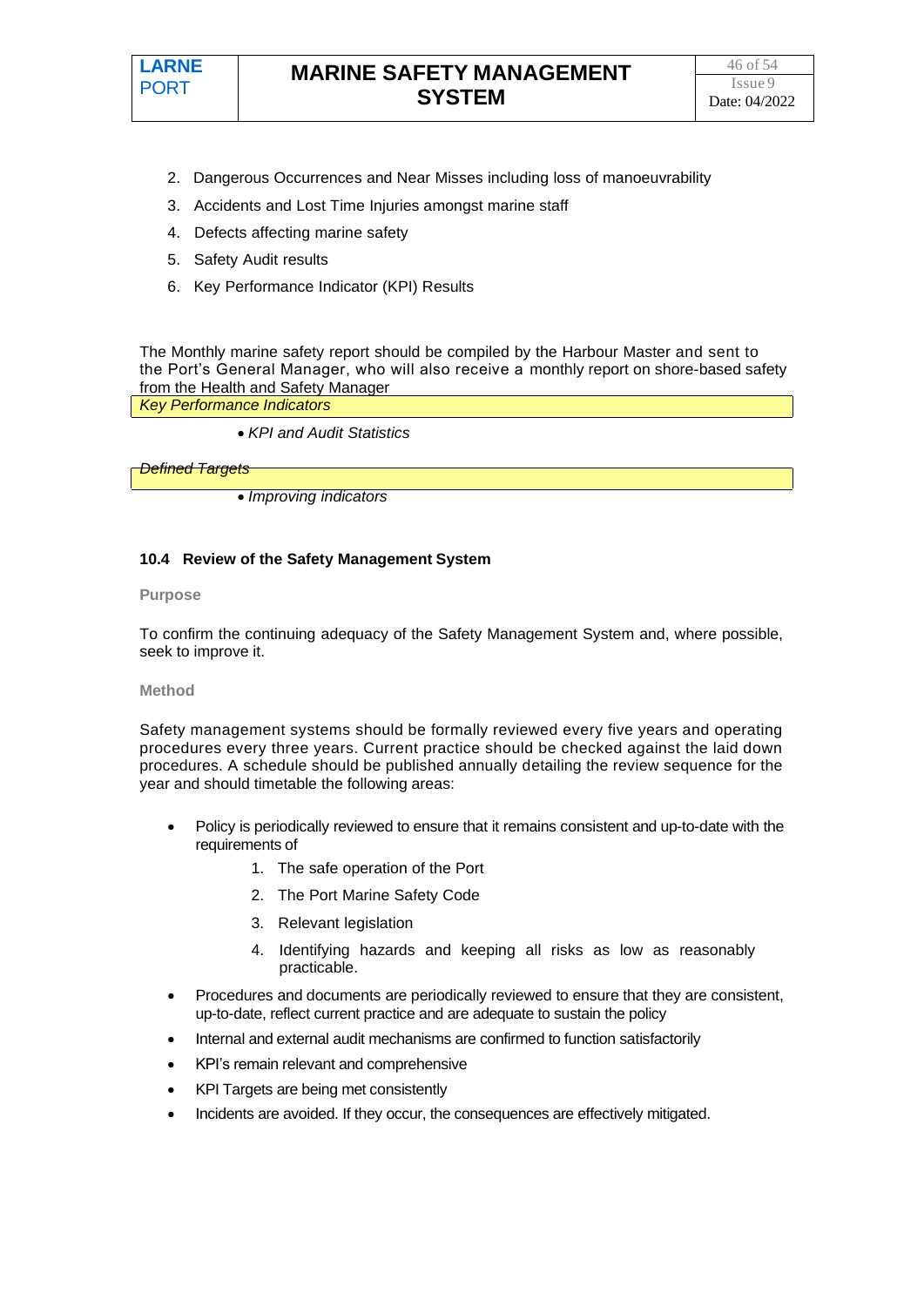2. Dangerous Occurrences and Near Misses including loss of manoeuvrability
3. Accidents and Lost Time Injuries amongst marine staff
4. Defects affecting marine safety
5. Safety Audit results
6. Key Performance Indicator (KPI) Results

The Monthly marine safety report should be compiled by the Harbour Master and sent to the Port's General Manager, who will also receive a monthly report on shore-based safety from the Health and Safety Manager

*Key Performance Indicators*

- *KPI and Audit Statistics*

*Defined Targets*

- *Improving indicators*

### 10.4 Review of the Safety Management System

**Purpose**

To confirm the continuing adequacy of the Safety Management System and, where possible, seek to improve it.

**Method**

Safety management systems should be formally reviewed every five years and operating procedures every three years. Current practice should be checked against the laid down procedures. A schedule should be published annually detailing the review sequence for the year and should timetable the following areas:

- Policy is periodically reviewed to ensure that it remains consistent and up-to-date with the requirements of
  1. The safe operation of the Port
  2. The Port Marine Safety Code
  3. Relevant legislation
  4. Identifying hazards and keeping all risks as low as reasonably practicable.
- Procedures and documents are periodically reviewed to ensure that they are consistent, up-to-date, reflect current practice and are adequate to sustain the policy
- Internal and external audit mechanisms are confirmed to function satisfactorily
- KPI's remain relevant and comprehensive
- KPI Targets are being met consistently
- Incidents are avoided. If they occur, the consequences are effectively mitigated.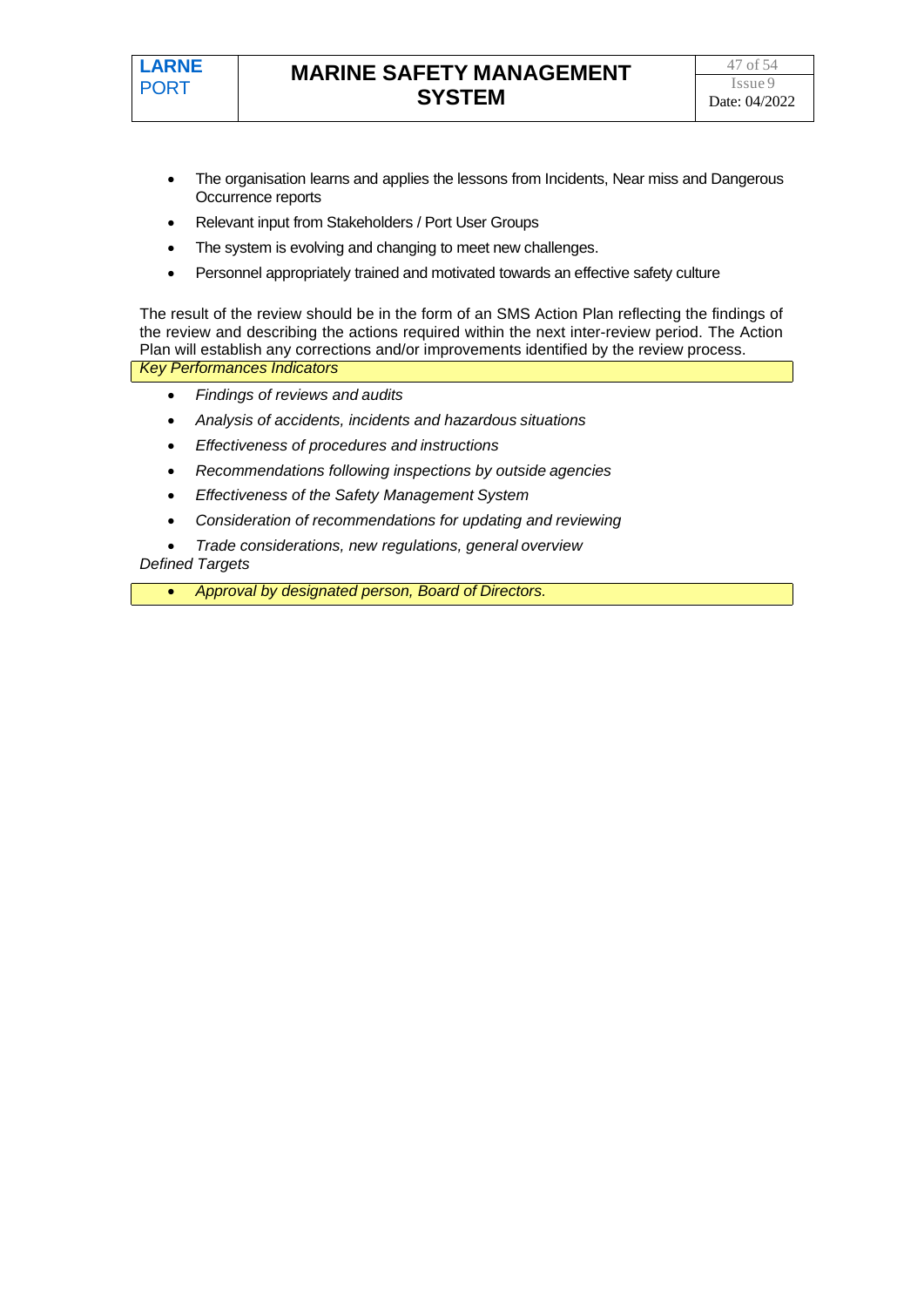- The organisation learns and applies the lessons from Incidents, Near miss and Dangerous Occurrence reports
- Relevant input from Stakeholders / Port User Groups
- The system is evolving and changing to meet new challenges.
- Personnel appropriately trained and motivated towards an effective safety culture

The result of the review should be in the form of an SMS Action Plan reflecting the findings of the review and describing the actions required within the next inter-review period. The Action Plan will establish any corrections and/or improvements identified by the review process.

*Key Performances Indicators*

- *Findings of reviews and audits*
- *Analysis of accidents, incidents and hazardous situations*
- *Effectiveness of procedures and instructions*
- *Recommendations following inspections by outside agencies*
- *Effectiveness of the Safety Management System*
- *Consideration of recommendations for updating and reviewing*
- *Trade considerations, new regulations, general overview*

*Defined Targets*

- *Approval by designated person, Board of Directors.*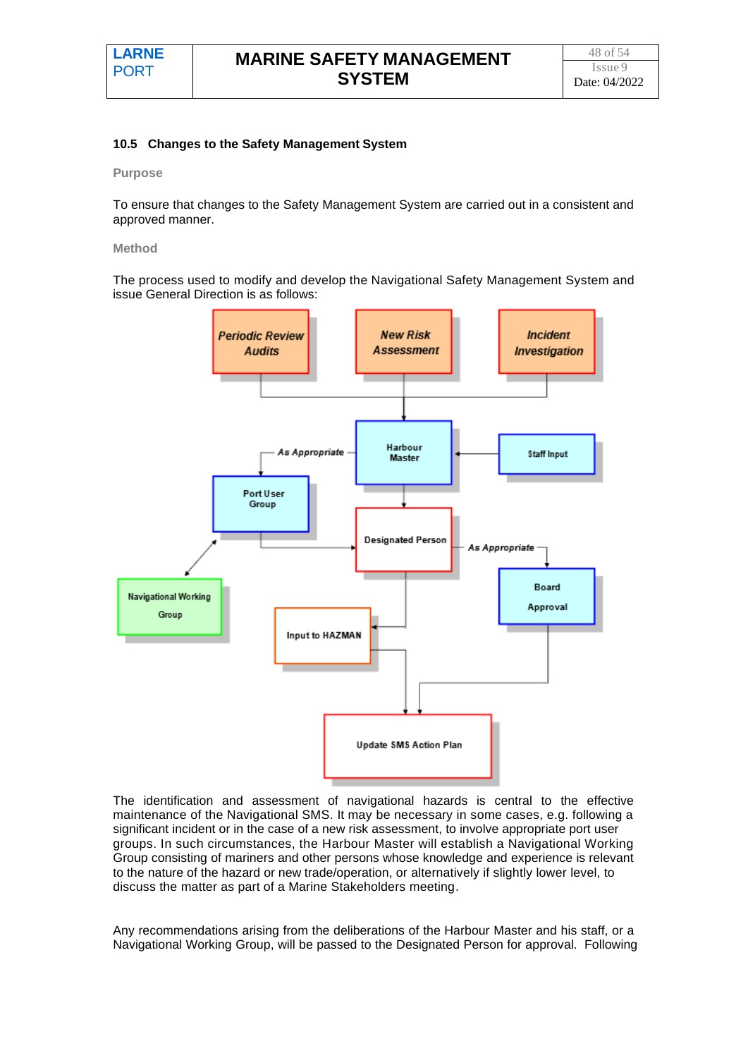## 10.5 Changes to the Safety Management System

**Purpose**

To ensure that changes to the Safety Management System are carried out in a consistent and approved manner.

**Method**

The process used to modify and develop the Navigational Safety Management System and issue General Direction is as follows:

- *Periodic Review Audits*
- *New Risk Assessment*
- *Incident Investigation*
- Harbour Master
- Staff Input
- *As Appropriate*
- Port User Group
- Navigational Working Group
- Designated Person
- *As Appropriate*
- Board Approval
- Input to HAZMAN
- Update SMS Action Plan

The identification and assessment of navigational hazards is central to the effective maintenance of the Navigational SMS. It may be necessary in some cases, e.g. following a significant incident or in the case of a new risk assessment, to involve appropriate port user groups. In such circumstances, the Harbour Master will establish a Navigational Working Group consisting of mariners and other persons whose knowledge and experience is relevant to the nature of the hazard or new trade/operation, or alternatively if slightly lower level, to discuss the matter as part of a Marine Stakeholders meeting.

Any recommendations arising from the deliberations of the Harbour Master and his staff, or a Navigational Working Group, will be passed to the Designated Person for approval. Following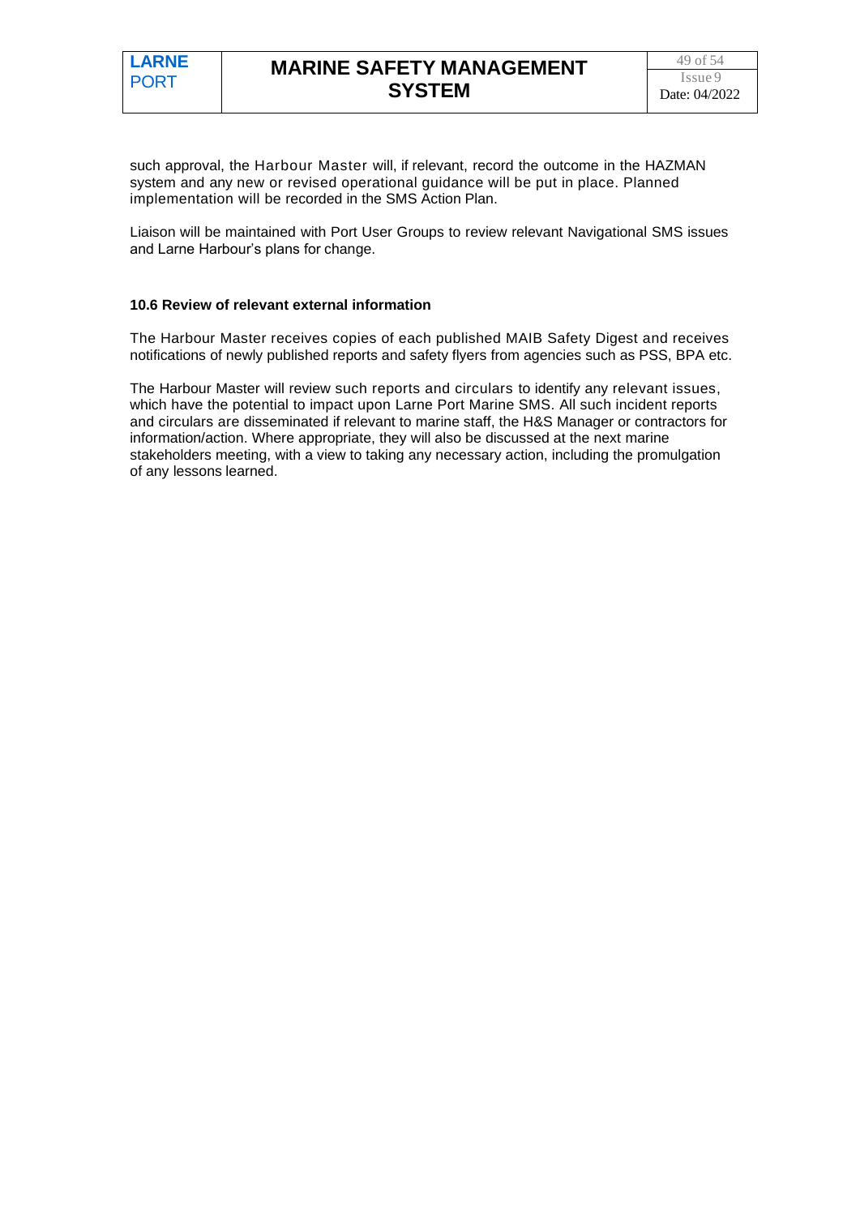such approval, the Harbour Master will, if relevant, record the outcome in the HAZMAN system and any new or revised operational guidance will be put in place. Planned implementation will be recorded in the SMS Action Plan.

Liaison will be maintained with Port User Groups to review relevant Navigational SMS issues and Larne Harbour's plans for change.

### 10.6 Review of relevant external information

The Harbour Master receives copies of each published MAIB Safety Digest and receives notifications of newly published reports and safety flyers from agencies such as PSS, BPA etc.

The Harbour Master will review such reports and circulars to identify any relevant issues, which have the potential to impact upon Larne Port Marine SMS. All such incident reports and circulars are disseminated if relevant to marine staff, the H&S Manager or contractors for information/action. Where appropriate, they will also be discussed at the next marine stakeholders meeting, with a view to taking any necessary action, including the promulgation of any lessons learned.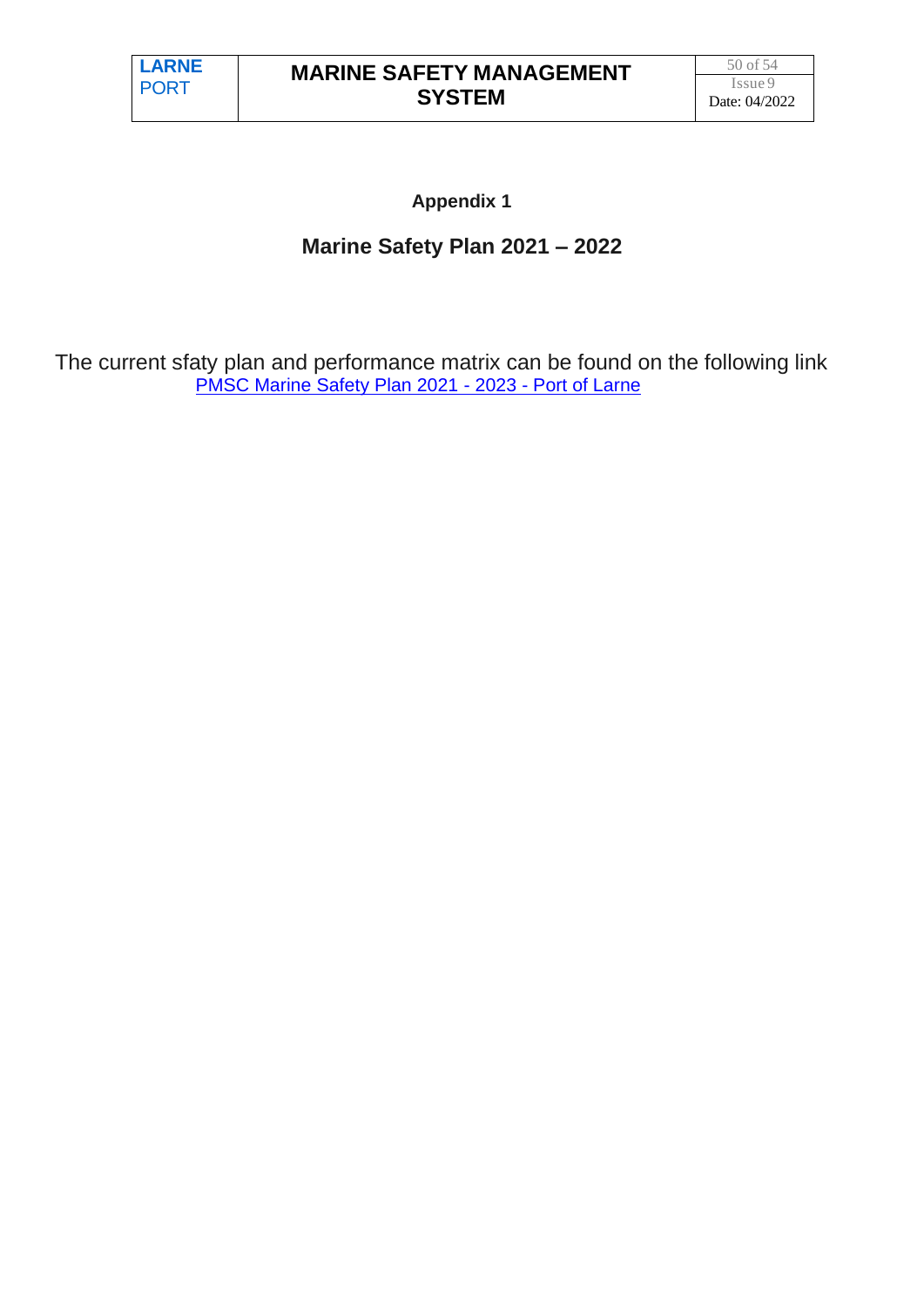**Appendix 1**

## Marine Safety Plan 2021 – 2022

The current sfaty plan and performance matrix can be found on the following link
[PMSC Marine Safety Plan 2021 - 2023 - Port of Larne]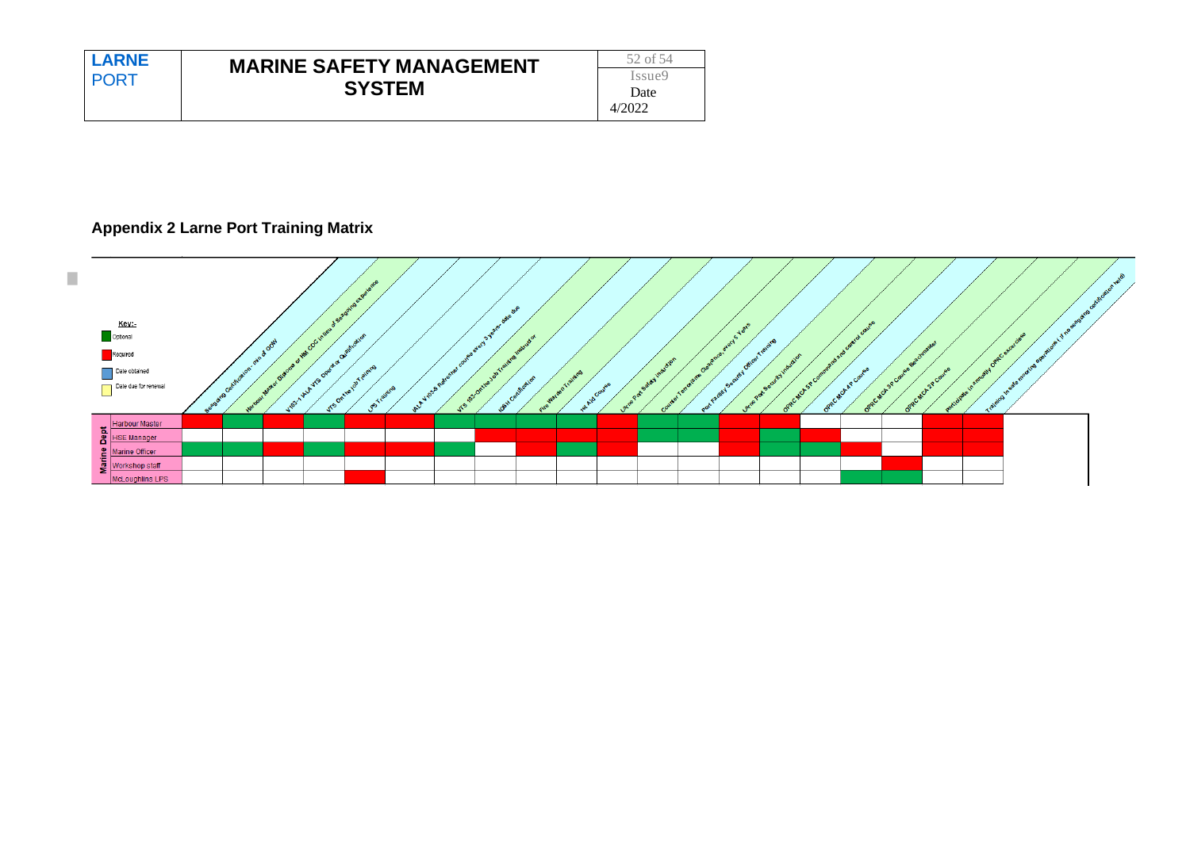## Appendix 2 Larne Port Training Matrix

**Key:-**

- Optional (green)
- Required (red)
- Date obtained (blue)
- Date due for renewal (yellow)

| | | Safeguarding Certification - min of OOW | Harbour Master Diploma or HM COC in lieu of Safeguarding experience | V103-1 IALA VTS Operator Qualification | VTS On the Job Training | LPS Training | IALA V103-5 Refresher course every 3 years- date due | VTS 103-On the Job Training Instructor | KBH Certification | Fire Warden Training | 1st Aid Course | Larne Port Safety Induction | Counter Terrorism Awareness every 5 Years | Port Facility Security Officer Training | Larne Port Security Induction | OPRC MCA 5P Command and control course | OPRC MCA 4P Course | OPRC MCA 3P Course Beachmaster | OPRC MCA 2P Course | Participate in annually OPRC excercise | Training in safe mooring operations ( if no safeguarding certification held) |
|---|---|---|---|---|---|---|---|---|---|---|---|---|---|---|---|---|---|---|---|---|---|
| Marine Dept | Harbour Master | Required | Optional | Required | Optional | Required | Required | Optional | Optional | Optional | Optional | Required | Optional | Optional | Required | Required | | | | Required | Required |
| Marine Dept | HSE Manager | | | | | | | | Required | Required | Required | Required | Optional | Optional | Required | Optional | Required | | | Required | Required |
| Marine Dept | Marine Officer | Optional | Optional | Required | Optional | Required | Required | Optional | | Required | Optional | Required | | | Required | Optional | Optional | Required | | Required | Required |
| Marine Dept | Workshop staff | | | | | | | | | | | | | | | | | | Required | | |
| Marine Dept | McLoughlins LPS | | | | | Required | | | | | | | | | | | | Optional | Optional | | |